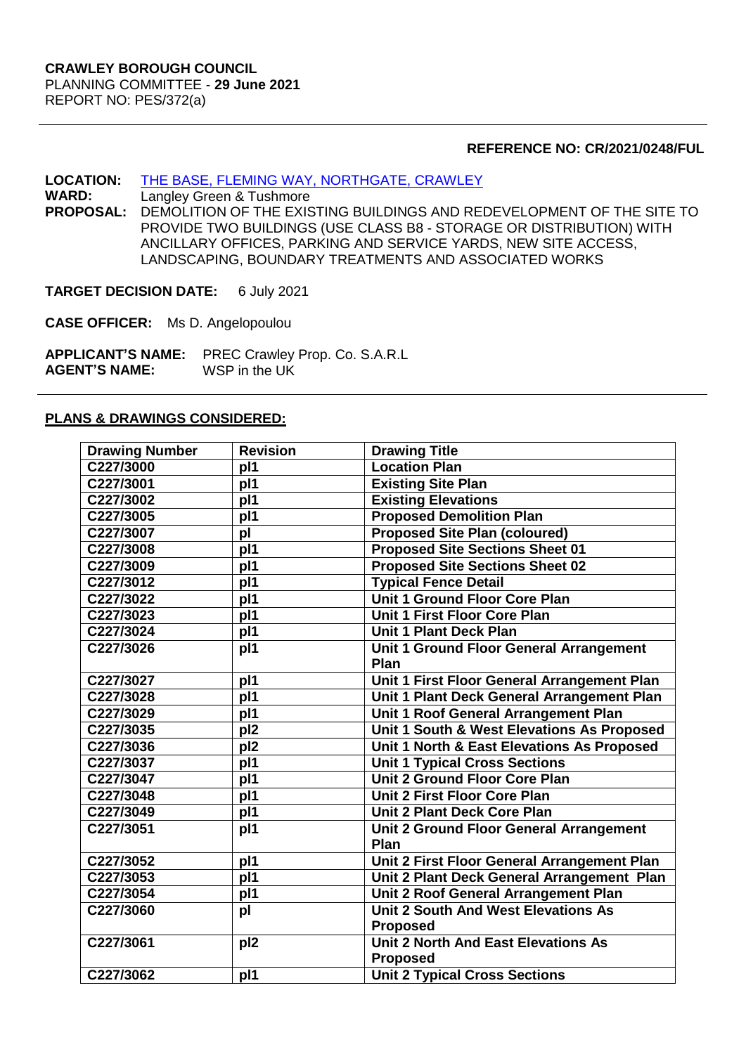**CRAWLEY BOROUGH COUNCIL**
PLANNING COMMITTEE - **29 June 2021**
REPORT NO: PES/372(a)

---

**REFERENCE NO: CR/2021/0248/FUL**

**LOCATION:** THE BASE, FLEMING WAY, NORTHGATE, CRAWLEY
**WARD:** Langley Green & Tushmore
**PROPOSAL:** DEMOLITION OF THE EXISTING BUILDINGS AND REDEVELOPMENT OF THE SITE TO PROVIDE TWO BUILDINGS (USE CLASS B8 - STORAGE OR DISTRIBUTION) WITH ANCILLARY OFFICES, PARKING AND SERVICE YARDS, NEW SITE ACCESS, LANDSCAPING, BOUNDARY TREATMENTS AND ASSOCIATED WORKS

**TARGET DECISION DATE:** 6 July 2021

**CASE OFFICER:** Ms D. Angelopoulou

**APPLICANT'S NAME:** PREC Crawley Prop. Co. S.A.R.L
**AGENT'S NAME:** WSP in the UK

---

**PLANS & DRAWINGS CONSIDERED:**

| Drawing Number | Revision | Drawing Title |
|---|---|---|
| C227/3000 | pl1 | Location Plan |
| C227/3001 | pl1 | Existing Site Plan |
| C227/3002 | pl1 | Existing Elevations |
| C227/3005 | pl1 | Proposed Demolition Plan |
| C227/3007 | pl | Proposed Site Plan (coloured) |
| C227/3008 | pl1 | Proposed Site Sections Sheet 01 |
| C227/3009 | pl1 | Proposed Site Sections Sheet 02 |
| C227/3012 | pl1 | Typical Fence Detail |
| C227/3022 | pl1 | Unit 1 Ground Floor Core Plan |
| C227/3023 | pl1 | Unit 1 First Floor Core Plan |
| C227/3024 | pl1 | Unit 1 Plant Deck Plan |
| C227/3026 | pl1 | Unit 1 Ground Floor General Arrangement Plan |
| C227/3027 | pl1 | Unit 1 First Floor General Arrangement Plan |
| C227/3028 | pl1 | Unit 1 Plant Deck General Arrangement Plan |
| C227/3029 | pl1 | Unit 1 Roof General Arrangement Plan |
| C227/3035 | pl2 | Unit 1 South & West Elevations As Proposed |
| C227/3036 | pl2 | Unit 1 North & East Elevations As Proposed |
| C227/3037 | pl1 | Unit 1 Typical Cross Sections |
| C227/3047 | pl1 | Unit 2 Ground Floor Core Plan |
| C227/3048 | pl1 | Unit 2 First Floor Core Plan |
| C227/3049 | pl1 | Unit 2 Plant Deck Core Plan |
| C227/3051 | pl1 | Unit 2 Ground Floor General Arrangement Plan |
| C227/3052 | pl1 | Unit 2 First Floor General Arrangement Plan |
| C227/3053 | pl1 | Unit 2 Plant Deck General Arrangement Plan |
| C227/3054 | pl1 | Unit 2 Roof General Arrangement Plan |
| C227/3060 | pl | Unit 2 South And West Elevations As Proposed |
| C227/3061 | pl2 | Unit 2 North And East Elevations As Proposed |
| C227/3062 | pl1 | Unit 2 Typical Cross Sections |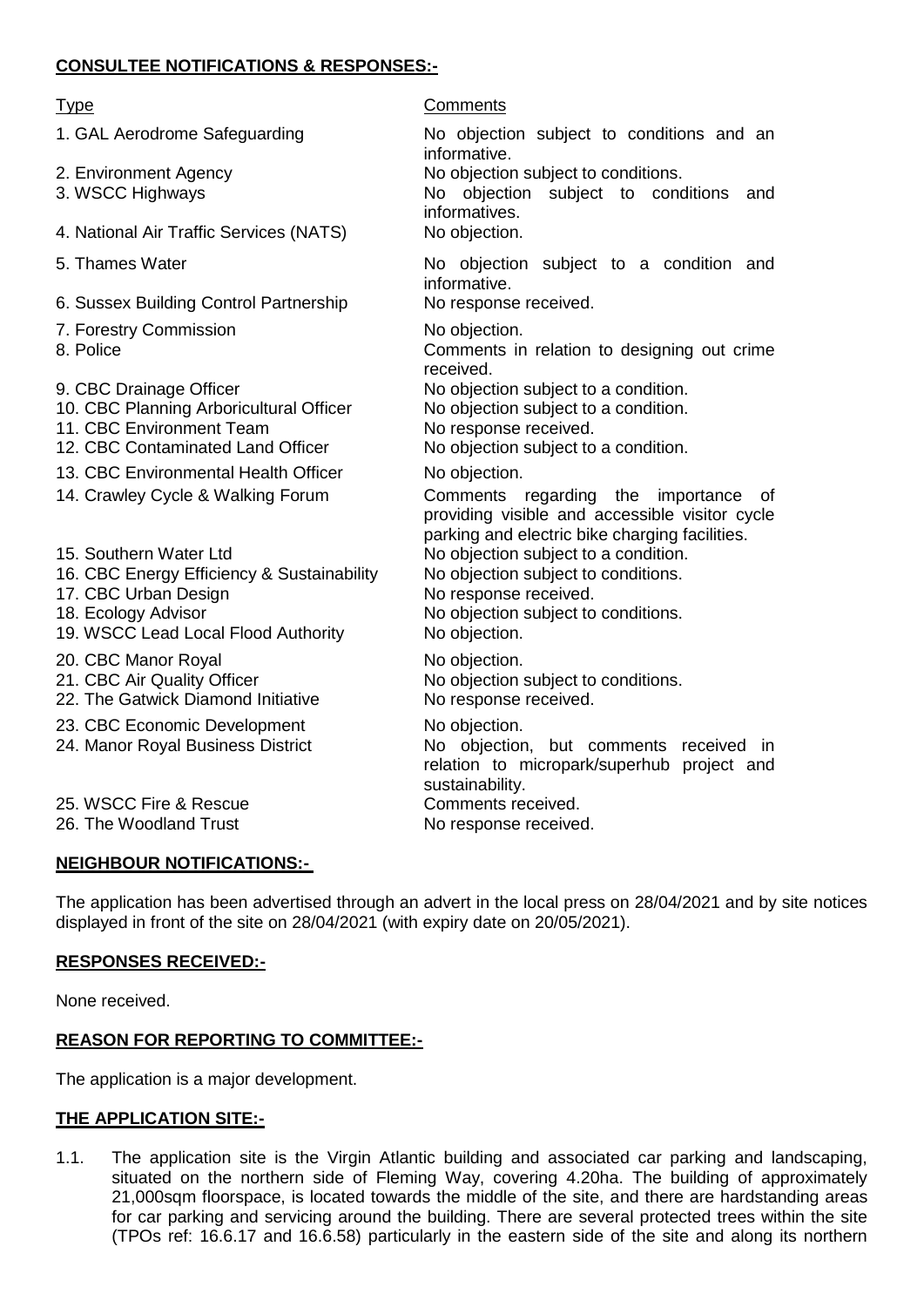**CONSULTEE NOTIFICATIONS & RESPONSES:-**

| Type | Comments |
|---|---|
| 1. GAL Aerodrome Safeguarding | No objection subject to conditions and an informative. |
| 2. Environment Agency | No objection subject to conditions. |
| 3. WSCC Highways | No objection subject to conditions and informatives. |
| 4. National Air Traffic Services (NATS) | No objection. |
| 5. Thames Water | No objection subject to a condition and informative. |
| 6. Sussex Building Control Partnership | No response received. |
| 7. Forestry Commission | No objection. |
| 8. Police | Comments in relation to designing out crime received. |
| 9. CBC Drainage Officer | No objection subject to a condition. |
| 10. CBC Planning Arboricultural Officer | No objection subject to a condition. |
| 11. CBC Environment Team | No response received. |
| 12. CBC Contaminated Land Officer | No objection subject to a condition. |
| 13. CBC Environmental Health Officer | No objection. |
| 14. Crawley Cycle & Walking Forum | Comments regarding the importance of providing visible and accessible visitor cycle parking and electric bike charging facilities. |
| 15. Southern Water Ltd | No objection subject to a condition. |
| 16. CBC Energy Efficiency & Sustainability | No objection subject to conditions. |
| 17. CBC Urban Design | No response received. |
| 18. Ecology Advisor | No objection subject to conditions. |
| 19. WSCC Lead Local Flood Authority | No objection. |
| 20. CBC Manor Royal | No objection. |
| 21. CBC Air Quality Officer | No objection subject to conditions. |
| 22. The Gatwick Diamond Initiative | No response received. |
| 23. CBC Economic Development | No objection. |
| 24. Manor Royal Business District | No objection, but comments received in relation to micropark/superhub project and sustainability. |
| 25. WSCC Fire & Rescue | Comments received. |
| 26. The Woodland Trust | No response received. |

**NEIGHBOUR NOTIFICATIONS:-**

The application has been advertised through an advert in the local press on 28/04/2021 and by site notices displayed in front of the site on 28/04/2021 (with expiry date on 20/05/2021).

**RESPONSES RECEIVED:-**

None received.

**REASON FOR REPORTING TO COMMITTEE:-**

The application is a major development.

**THE APPLICATION SITE:-**

1.1. The application site is the Virgin Atlantic building and associated car parking and landscaping, situated on the northern side of Fleming Way, covering 4.20ha. The building of approximately 21,000sqm floorspace, is located towards the middle of the site, and there are hardstanding areas for car parking and servicing around the building. There are several protected trees within the site (TPOs ref: 16.6.17 and 16.6.58) particularly in the eastern side of the site and along its northern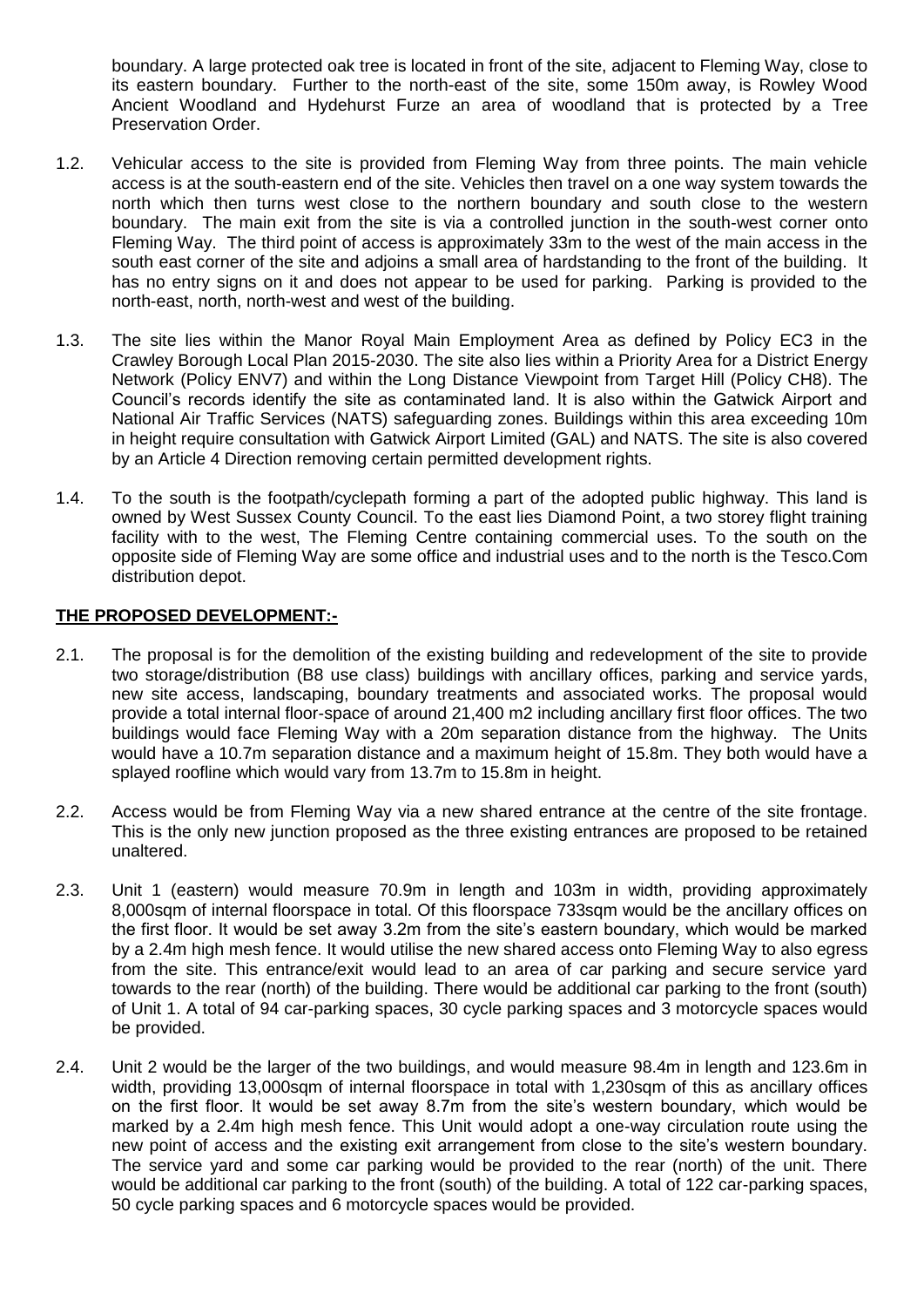boundary. A large protected oak tree is located in front of the site, adjacent to Fleming Way, close to its eastern boundary. Further to the north-east of the site, some 150m away, is Rowley Wood Ancient Woodland and Hydehurst Furze an area of woodland that is protected by a Tree Preservation Order.

1.2. Vehicular access to the site is provided from Fleming Way from three points. The main vehicle access is at the south-eastern end of the site. Vehicles then travel on a one way system towards the north which then turns west close to the northern boundary and south close to the western boundary. The main exit from the site is via a controlled junction in the south-west corner onto Fleming Way. The third point of access is approximately 33m to the west of the main access in the south east corner of the site and adjoins a small area of hardstanding to the front of the building. It has no entry signs on it and does not appear to be used for parking. Parking is provided to the north-east, north, north-west and west of the building.

1.3. The site lies within the Manor Royal Main Employment Area as defined by Policy EC3 in the Crawley Borough Local Plan 2015-2030. The site also lies within a Priority Area for a District Energy Network (Policy ENV7) and within the Long Distance Viewpoint from Target Hill (Policy CH8). The Council's records identify the site as contaminated land. It is also within the Gatwick Airport and National Air Traffic Services (NATS) safeguarding zones. Buildings within this area exceeding 10m in height require consultation with Gatwick Airport Limited (GAL) and NATS. The site is also covered by an Article 4 Direction removing certain permitted development rights.

1.4. To the south is the footpath/cyclepath forming a part of the adopted public highway. This land is owned by West Sussex County Council. To the east lies Diamond Point, a two storey flight training facility with to the west, The Fleming Centre containing commercial uses. To the south on the opposite side of Fleming Way are some office and industrial uses and to the north is the Tesco.Com distribution depot.

## THE PROPOSED DEVELOPMENT:-

2.1. The proposal is for the demolition of the existing building and redevelopment of the site to provide two storage/distribution (B8 use class) buildings with ancillary offices, parking and service yards, new site access, landscaping, boundary treatments and associated works. The proposal would provide a total internal floor-space of around 21,400 m2 including ancillary first floor offices. The two buildings would face Fleming Way with a 20m separation distance from the highway. The Units would have a 10.7m separation distance and a maximum height of 15.8m. They both would have a splayed roofline which would vary from 13.7m to 15.8m in height.

2.2. Access would be from Fleming Way via a new shared entrance at the centre of the site frontage. This is the only new junction proposed as the three existing entrances are proposed to be retained unaltered.

2.3. Unit 1 (eastern) would measure 70.9m in length and 103m in width, providing approximately 8,000sqm of internal floorspace in total. Of this floorspace 733sqm would be the ancillary offices on the first floor. It would be set away 3.2m from the site's eastern boundary, which would be marked by a 2.4m high mesh fence. It would utilise the new shared access onto Fleming Way to also egress from the site. This entrance/exit would lead to an area of car parking and secure service yard towards to the rear (north) of the building. There would be additional car parking to the front (south) of Unit 1. A total of 94 car-parking spaces, 30 cycle parking spaces and 3 motorcycle spaces would be provided.

2.4. Unit 2 would be the larger of the two buildings, and would measure 98.4m in length and 123.6m in width, providing 13,000sqm of internal floorspace in total with 1,230sqm of this as ancillary offices on the first floor. It would be set away 8.7m from the site's western boundary, which would be marked by a 2.4m high mesh fence. This Unit would adopt a one-way circulation route using the new point of access and the existing exit arrangement from close to the site's western boundary. The service yard and some car parking would be provided to the rear (north) of the unit. There would be additional car parking to the front (south) of the building. A total of 122 car-parking spaces, 50 cycle parking spaces and 6 motorcycle spaces would be provided.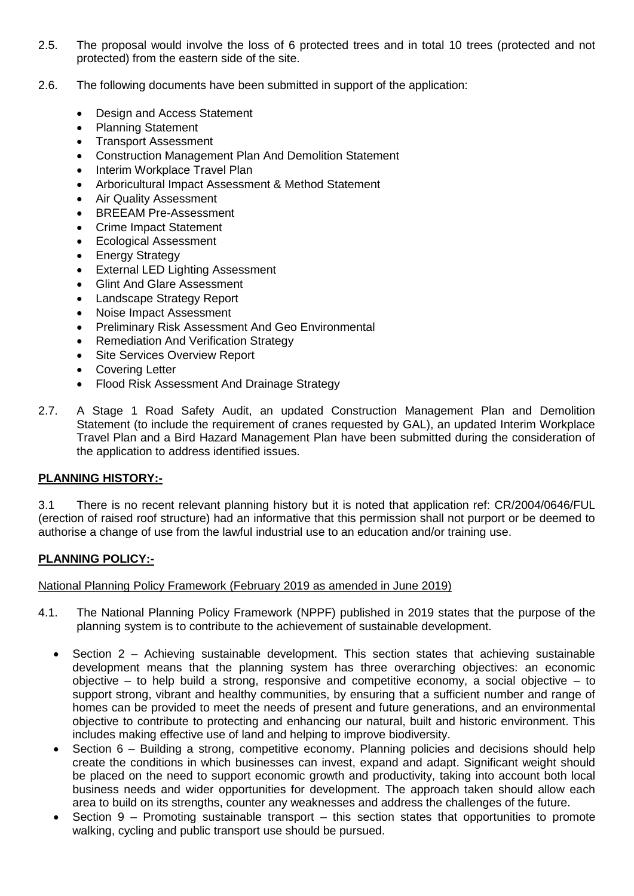2.5. The proposal would involve the loss of 6 protected trees and in total 10 trees (protected and not protected) from the eastern side of the site.

2.6. The following documents have been submitted in support of the application:

- Design and Access Statement
- Planning Statement
- Transport Assessment
- Construction Management Plan And Demolition Statement
- Interim Workplace Travel Plan
- Arboricultural Impact Assessment & Method Statement
- Air Quality Assessment
- BREEAM Pre-Assessment
- Crime Impact Statement
- Ecological Assessment
- Energy Strategy
- External LED Lighting Assessment
- Glint And Glare Assessment
- Landscape Strategy Report
- Noise Impact Assessment
- Preliminary Risk Assessment And Geo Environmental
- Remediation And Verification Strategy
- Site Services Overview Report
- Covering Letter
- Flood Risk Assessment And Drainage Strategy

2.7. A Stage 1 Road Safety Audit, an updated Construction Management Plan and Demolition Statement (to include the requirement of cranes requested by GAL), an updated Interim Workplace Travel Plan and a Bird Hazard Management Plan have been submitted during the consideration of the application to address identified issues.

## PLANNING HISTORY:-

3.1 There is no recent relevant planning history but it is noted that application ref: CR/2004/0646/FUL (erection of raised roof structure) had an informative that this permission shall not purport or be deemed to authorise a change of use from the lawful industrial use to an education and/or training use.

## PLANNING POLICY:-

National Planning Policy Framework (February 2019 as amended in June 2019)

4.1. The National Planning Policy Framework (NPPF) published in 2019 states that the purpose of the planning system is to contribute to the achievement of sustainable development.

- Section 2 – Achieving sustainable development. This section states that achieving sustainable development means that the planning system has three overarching objectives: an economic objective – to help build a strong, responsive and competitive economy, a social objective – to support strong, vibrant and healthy communities, by ensuring that a sufficient number and range of homes can be provided to meet the needs of present and future generations, and an environmental objective to contribute to protecting and enhancing our natural, built and historic environment. This includes making effective use of land and helping to improve biodiversity.
- Section 6 – Building a strong, competitive economy. Planning policies and decisions should help create the conditions in which businesses can invest, expand and adapt. Significant weight should be placed on the need to support economic growth and productivity, taking into account both local business needs and wider opportunities for development. The approach taken should allow each area to build on its strengths, counter any weaknesses and address the challenges of the future.
- Section 9 – Promoting sustainable transport – this section states that opportunities to promote walking, cycling and public transport use should be pursued.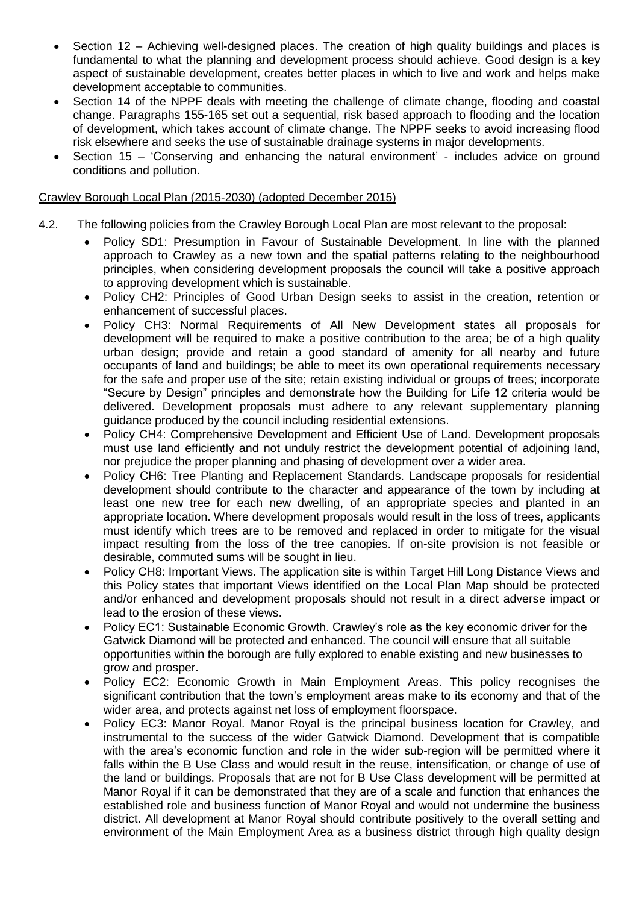- Section 12 – Achieving well-designed places. The creation of high quality buildings and places is fundamental to what the planning and development process should achieve. Good design is a key aspect of sustainable development, creates better places in which to live and work and helps make development acceptable to communities.
- Section 14 of the NPPF deals with meeting the challenge of climate change, flooding and coastal change. Paragraphs 155-165 set out a sequential, risk based approach to flooding and the location of development, which takes account of climate change. The NPPF seeks to avoid increasing flood risk elsewhere and seeks the use of sustainable drainage systems in major developments.
- Section 15 – 'Conserving and enhancing the natural environment' - includes advice on ground conditions and pollution.

Crawley Borough Local Plan (2015-2030) (adopted December 2015)

4.2. The following policies from the Crawley Borough Local Plan are most relevant to the proposal:

- Policy SD1: Presumption in Favour of Sustainable Development. In line with the planned approach to Crawley as a new town and the spatial patterns relating to the neighbourhood principles, when considering development proposals the council will take a positive approach to approving development which is sustainable.
- Policy CH2: Principles of Good Urban Design seeks to assist in the creation, retention or enhancement of successful places.
- Policy CH3: Normal Requirements of All New Development states all proposals for development will be required to make a positive contribution to the area; be of a high quality urban design; provide and retain a good standard of amenity for all nearby and future occupants of land and buildings; be able to meet its own operational requirements necessary for the safe and proper use of the site; retain existing individual or groups of trees; incorporate "Secure by Design" principles and demonstrate how the Building for Life 12 criteria would be delivered. Development proposals must adhere to any relevant supplementary planning guidance produced by the council including residential extensions.
- Policy CH4: Comprehensive Development and Efficient Use of Land. Development proposals must use land efficiently and not unduly restrict the development potential of adjoining land, nor prejudice the proper planning and phasing of development over a wider area.
- Policy CH6: Tree Planting and Replacement Standards. Landscape proposals for residential development should contribute to the character and appearance of the town by including at least one new tree for each new dwelling, of an appropriate species and planted in an appropriate location. Where development proposals would result in the loss of trees, applicants must identify which trees are to be removed and replaced in order to mitigate for the visual impact resulting from the loss of the tree canopies. If on-site provision is not feasible or desirable, commuted sums will be sought in lieu.
- Policy CH8: Important Views. The application site is within Target Hill Long Distance Views and this Policy states that important Views identified on the Local Plan Map should be protected and/or enhanced and development proposals should not result in a direct adverse impact or lead to the erosion of these views.
- Policy EC1: Sustainable Economic Growth. Crawley's role as the key economic driver for the Gatwick Diamond will be protected and enhanced. The council will ensure that all suitable opportunities within the borough are fully explored to enable existing and new businesses to grow and prosper.
- Policy EC2: Economic Growth in Main Employment Areas. This policy recognises the significant contribution that the town's employment areas make to its economy and that of the wider area, and protects against net loss of employment floorspace.
- Policy EC3: Manor Royal. Manor Royal is the principal business location for Crawley, and instrumental to the success of the wider Gatwick Diamond. Development that is compatible with the area's economic function and role in the wider sub-region will be permitted where it falls within the B Use Class and would result in the reuse, intensification, or change of use of the land or buildings. Proposals that are not for B Use Class development will be permitted at Manor Royal if it can be demonstrated that they are of a scale and function that enhances the established role and business function of Manor Royal and would not undermine the business district. All development at Manor Royal should contribute positively to the overall setting and environment of the Main Employment Area as a business district through high quality design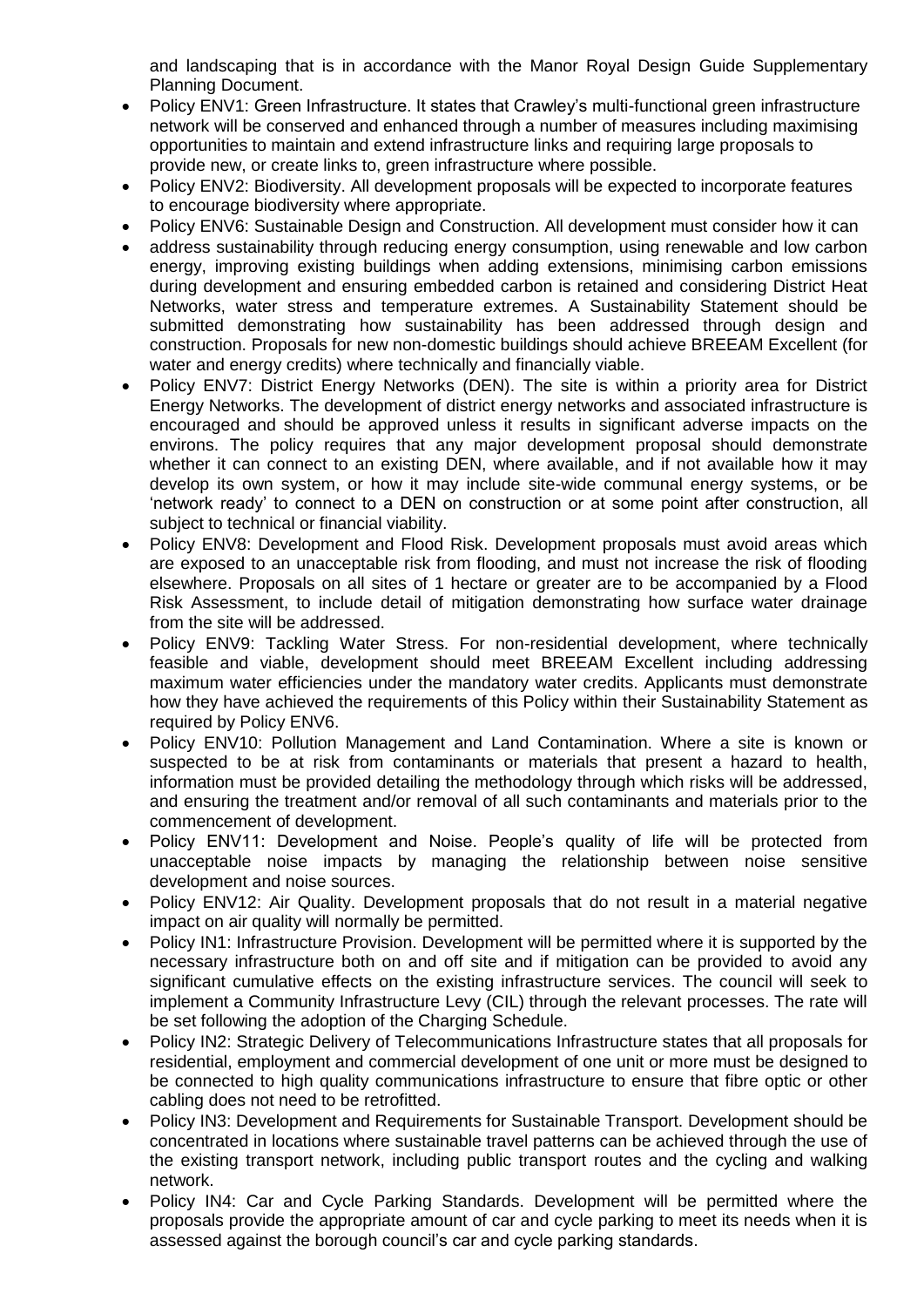and landscaping that is in accordance with the Manor Royal Design Guide Supplementary Planning Document.

- Policy ENV1: Green Infrastructure. It states that Crawley's multi-functional green infrastructure network will be conserved and enhanced through a number of measures including maximising opportunities to maintain and extend infrastructure links and requiring large proposals to provide new, or create links to, green infrastructure where possible.
- Policy ENV2: Biodiversity. All development proposals will be expected to incorporate features to encourage biodiversity where appropriate.
- Policy ENV6: Sustainable Design and Construction. All development must consider how it can
- address sustainability through reducing energy consumption, using renewable and low carbon energy, improving existing buildings when adding extensions, minimising carbon emissions during development and ensuring embedded carbon is retained and considering District Heat Networks, water stress and temperature extremes. A Sustainability Statement should be submitted demonstrating how sustainability has been addressed through design and construction. Proposals for new non-domestic buildings should achieve BREEAM Excellent (for water and energy credits) where technically and financially viable.
- Policy ENV7: District Energy Networks (DEN). The site is within a priority area for District Energy Networks. The development of district energy networks and associated infrastructure is encouraged and should be approved unless it results in significant adverse impacts on the environs. The policy requires that any major development proposal should demonstrate whether it can connect to an existing DEN, where available, and if not available how it may develop its own system, or how it may include site-wide communal energy systems, or be 'network ready' to connect to a DEN on construction or at some point after construction, all subject to technical or financial viability.
- Policy ENV8: Development and Flood Risk. Development proposals must avoid areas which are exposed to an unacceptable risk from flooding, and must not increase the risk of flooding elsewhere. Proposals on all sites of 1 hectare or greater are to be accompanied by a Flood Risk Assessment, to include detail of mitigation demonstrating how surface water drainage from the site will be addressed.
- Policy ENV9: Tackling Water Stress. For non-residential development, where technically feasible and viable, development should meet BREEAM Excellent including addressing maximum water efficiencies under the mandatory water credits. Applicants must demonstrate how they have achieved the requirements of this Policy within their Sustainability Statement as required by Policy ENV6.
- Policy ENV10: Pollution Management and Land Contamination. Where a site is known or suspected to be at risk from contaminants or materials that present a hazard to health, information must be provided detailing the methodology through which risks will be addressed, and ensuring the treatment and/or removal of all such contaminants and materials prior to the commencement of development.
- Policy ENV11: Development and Noise. People's quality of life will be protected from unacceptable noise impacts by managing the relationship between noise sensitive development and noise sources.
- Policy ENV12: Air Quality. Development proposals that do not result in a material negative impact on air quality will normally be permitted.
- Policy IN1: Infrastructure Provision. Development will be permitted where it is supported by the necessary infrastructure both on and off site and if mitigation can be provided to avoid any significant cumulative effects on the existing infrastructure services. The council will seek to implement a Community Infrastructure Levy (CIL) through the relevant processes. The rate will be set following the adoption of the Charging Schedule.
- Policy IN2: Strategic Delivery of Telecommunications Infrastructure states that all proposals for residential, employment and commercial development of one unit or more must be designed to be connected to high quality communications infrastructure to ensure that fibre optic or other cabling does not need to be retrofitted.
- Policy IN3: Development and Requirements for Sustainable Transport. Development should be concentrated in locations where sustainable travel patterns can be achieved through the use of the existing transport network, including public transport routes and the cycling and walking network.
- Policy IN4: Car and Cycle Parking Standards. Development will be permitted where the proposals provide the appropriate amount of car and cycle parking to meet its needs when it is assessed against the borough council's car and cycle parking standards.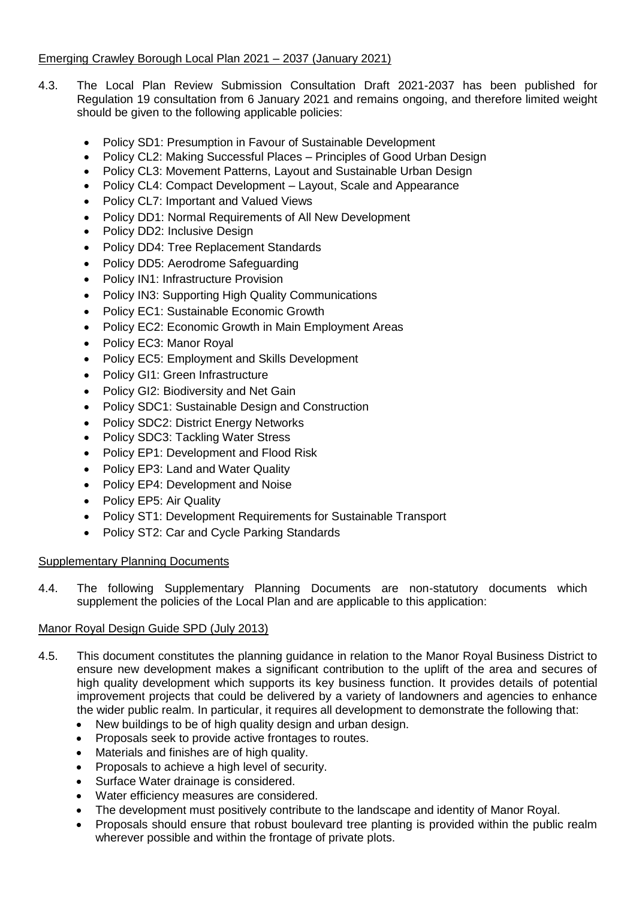Emerging Crawley Borough Local Plan 2021 – 2037 (January 2021)

4.3. The Local Plan Review Submission Consultation Draft 2021-2037 has been published for Regulation 19 consultation from 6 January 2021 and remains ongoing, and therefore limited weight should be given to the following applicable policies:

- Policy SD1: Presumption in Favour of Sustainable Development
- Policy CL2: Making Successful Places – Principles of Good Urban Design
- Policy CL3: Movement Patterns, Layout and Sustainable Urban Design
- Policy CL4: Compact Development – Layout, Scale and Appearance
- Policy CL7: Important and Valued Views
- Policy DD1: Normal Requirements of All New Development
- Policy DD2: Inclusive Design
- Policy DD4: Tree Replacement Standards
- Policy DD5: Aerodrome Safeguarding
- Policy IN1: Infrastructure Provision
- Policy IN3: Supporting High Quality Communications
- Policy EC1: Sustainable Economic Growth
- Policy EC2: Economic Growth in Main Employment Areas
- Policy EC3: Manor Royal
- Policy EC5: Employment and Skills Development
- Policy GI1: Green Infrastructure
- Policy GI2: Biodiversity and Net Gain
- Policy SDC1: Sustainable Design and Construction
- Policy SDC2: District Energy Networks
- Policy SDC3: Tackling Water Stress
- Policy EP1: Development and Flood Risk
- Policy EP3: Land and Water Quality
- Policy EP4: Development and Noise
- Policy EP5: Air Quality
- Policy ST1: Development Requirements for Sustainable Transport
- Policy ST2: Car and Cycle Parking Standards

Supplementary Planning Documents

4.4. The following Supplementary Planning Documents are non-statutory documents which supplement the policies of the Local Plan and are applicable to this application:

Manor Royal Design Guide SPD (July 2013)

4.5. This document constitutes the planning guidance in relation to the Manor Royal Business District to ensure new development makes a significant contribution to the uplift of the area and secures of high quality development which supports its key business function. It provides details of potential improvement projects that could be delivered by a variety of landowners and agencies to enhance the wider public realm. In particular, it requires all development to demonstrate the following that:

- New buildings to be of high quality design and urban design.
- Proposals seek to provide active frontages to routes.
- Materials and finishes are of high quality.
- Proposals to achieve a high level of security.
- Surface Water drainage is considered.
- Water efficiency measures are considered.
- The development must positively contribute to the landscape and identity of Manor Royal.
- Proposals should ensure that robust boulevard tree planting is provided within the public realm wherever possible and within the frontage of private plots.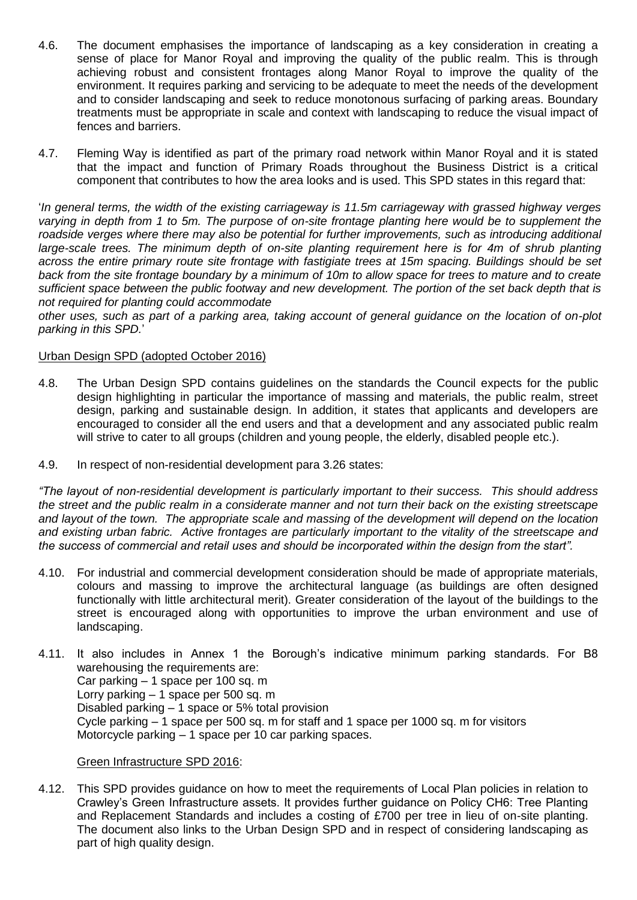4.6. The document emphasises the importance of landscaping as a key consideration in creating a sense of place for Manor Royal and improving the quality of the public realm. This is through achieving robust and consistent frontages along Manor Royal to improve the quality of the environment. It requires parking and servicing to be adequate to meet the needs of the development and to consider landscaping and seek to reduce monotonous surfacing of parking areas. Boundary treatments must be appropriate in scale and context with landscaping to reduce the visual impact of fences and barriers.

4.7. Fleming Way is identified as part of the primary road network within Manor Royal and it is stated that the impact and function of Primary Roads throughout the Business District is a critical component that contributes to how the area looks and is used. This SPD states in this regard that:

'*In general terms, the width of the existing carriageway is 11.5m carriageway with grassed highway verges varying in depth from 1 to 5m. The purpose of on-site frontage planting here would be to supplement the roadside verges where there may also be potential for further improvements, such as introducing additional large-scale trees. The minimum depth of on-site planting requirement here is for 4m of shrub planting across the entire primary route site frontage with fastigiate trees at 15m spacing. Buildings should be set back from the site frontage boundary by a minimum of 10m to allow space for trees to mature and to create sufficient space between the public footway and new development. The portion of the set back depth that is not required for planting could accommodate other uses, such as part of a parking area, taking account of general guidance on the location of on-plot parking in this SPD.*'

Urban Design SPD (adopted October 2016)

4.8. The Urban Design SPD contains guidelines on the standards the Council expects for the public design highlighting in particular the importance of massing and materials, the public realm, street design, parking and sustainable design. In addition, it states that applicants and developers are encouraged to consider all the end users and that a development and any associated public realm will strive to cater to all groups (children and young people, the elderly, disabled people etc.).

4.9. In respect of non-residential development para 3.26 states:

*"The layout of non-residential development is particularly important to their success. This should address the street and the public realm in a considerate manner and not turn their back on the existing streetscape and layout of the town. The appropriate scale and massing of the development will depend on the location and existing urban fabric. Active frontages are particularly important to the vitality of the streetscape and the success of commercial and retail uses and should be incorporated within the design from the start".*

4.10. For industrial and commercial development consideration should be made of appropriate materials, colours and massing to improve the architectural language (as buildings are often designed functionally with little architectural merit). Greater consideration of the layout of the buildings to the street is encouraged along with opportunities to improve the urban environment and use of landscaping.

4.11. It also includes in Annex 1 the Borough's indicative minimum parking standards. For B8 warehousing the requirements are:
Car parking – 1 space per 100 sq. m
Lorry parking – 1 space per 500 sq. m
Disabled parking – 1 space or 5% total provision
Cycle parking – 1 space per 500 sq. m for staff and 1 space per 1000 sq. m for visitors
Motorcycle parking – 1 space per 10 car parking spaces.

Green Infrastructure SPD 2016:

4.12. This SPD provides guidance on how to meet the requirements of Local Plan policies in relation to Crawley's Green Infrastructure assets. It provides further guidance on Policy CH6: Tree Planting and Replacement Standards and includes a costing of £700 per tree in lieu of on-site planting. The document also links to the Urban Design SPD and in respect of considering landscaping as part of high quality design.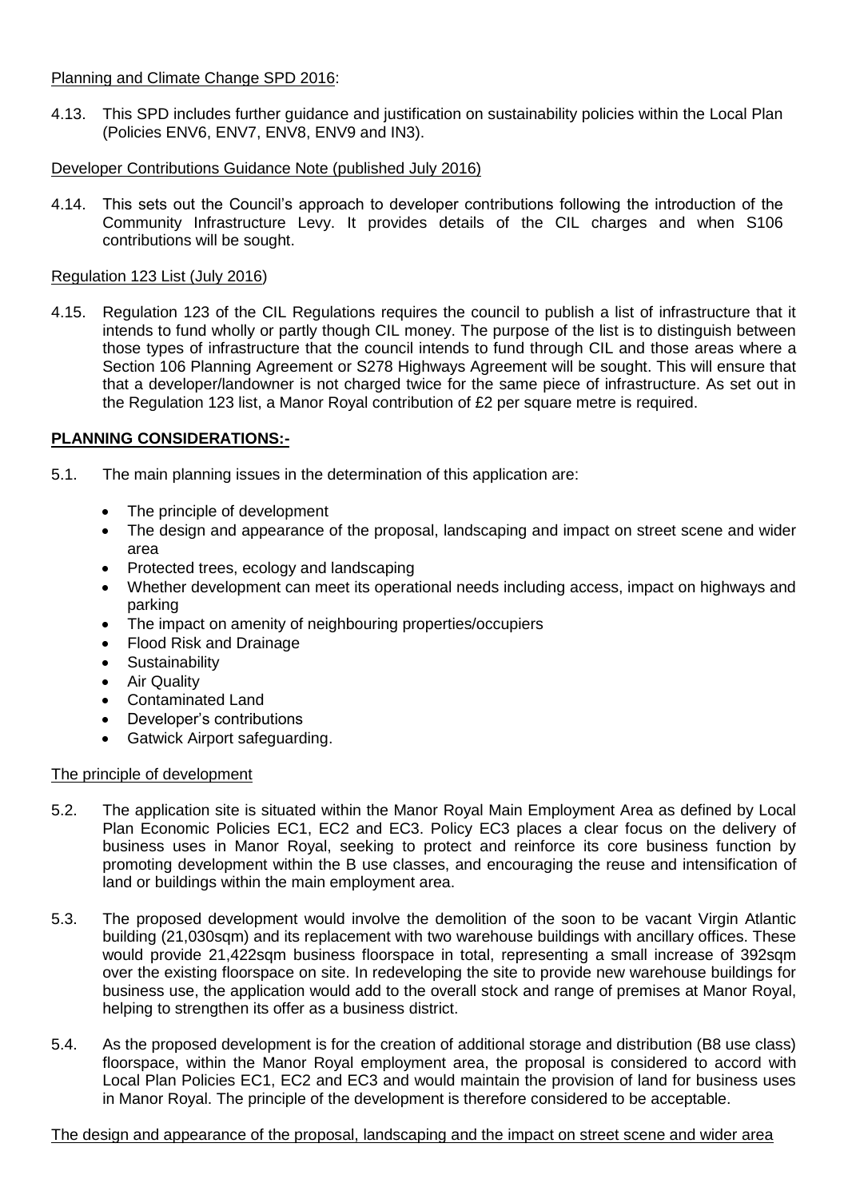Planning and Climate Change SPD 2016:

4.13. This SPD includes further guidance and justification on sustainability policies within the Local Plan (Policies ENV6, ENV7, ENV8, ENV9 and IN3).

Developer Contributions Guidance Note (published July 2016)

4.14. This sets out the Council's approach to developer contributions following the introduction of the Community Infrastructure Levy. It provides details of the CIL charges and when S106 contributions will be sought.

Regulation 123 List (July 2016)

4.15. Regulation 123 of the CIL Regulations requires the council to publish a list of infrastructure that it intends to fund wholly or partly though CIL money. The purpose of the list is to distinguish between those types of infrastructure that the council intends to fund through CIL and those areas where a Section 106 Planning Agreement or S278 Highways Agreement will be sought. This will ensure that that a developer/landowner is not charged twice for the same piece of infrastructure. As set out in the Regulation 123 list, a Manor Royal contribution of £2 per square metre is required.

## PLANNING CONSIDERATIONS:-

5.1. The main planning issues in the determination of this application are:

- The principle of development
- The design and appearance of the proposal, landscaping and impact on street scene and wider area
- Protected trees, ecology and landscaping
- Whether development can meet its operational needs including access, impact on highways and parking
- The impact on amenity of neighbouring properties/occupiers
- Flood Risk and Drainage
- Sustainability
- Air Quality
- Contaminated Land
- Developer's contributions
- Gatwick Airport safeguarding.

The principle of development

5.2. The application site is situated within the Manor Royal Main Employment Area as defined by Local Plan Economic Policies EC1, EC2 and EC3. Policy EC3 places a clear focus on the delivery of business uses in Manor Royal, seeking to protect and reinforce its core business function by promoting development within the B use classes, and encouraging the reuse and intensification of land or buildings within the main employment area.

5.3. The proposed development would involve the demolition of the soon to be vacant Virgin Atlantic building (21,030sqm) and its replacement with two warehouse buildings with ancillary offices. These would provide 21,422sqm business floorspace in total, representing a small increase of 392sqm over the existing floorspace on site. In redeveloping the site to provide new warehouse buildings for business use, the application would add to the overall stock and range of premises at Manor Royal, helping to strengthen its offer as a business district.

5.4. As the proposed development is for the creation of additional storage and distribution (B8 use class) floorspace, within the Manor Royal employment area, the proposal is considered to accord with Local Plan Policies EC1, EC2 and EC3 and would maintain the provision of land for business uses in Manor Royal. The principle of the development is therefore considered to be acceptable.

The design and appearance of the proposal, landscaping and the impact on street scene and wider area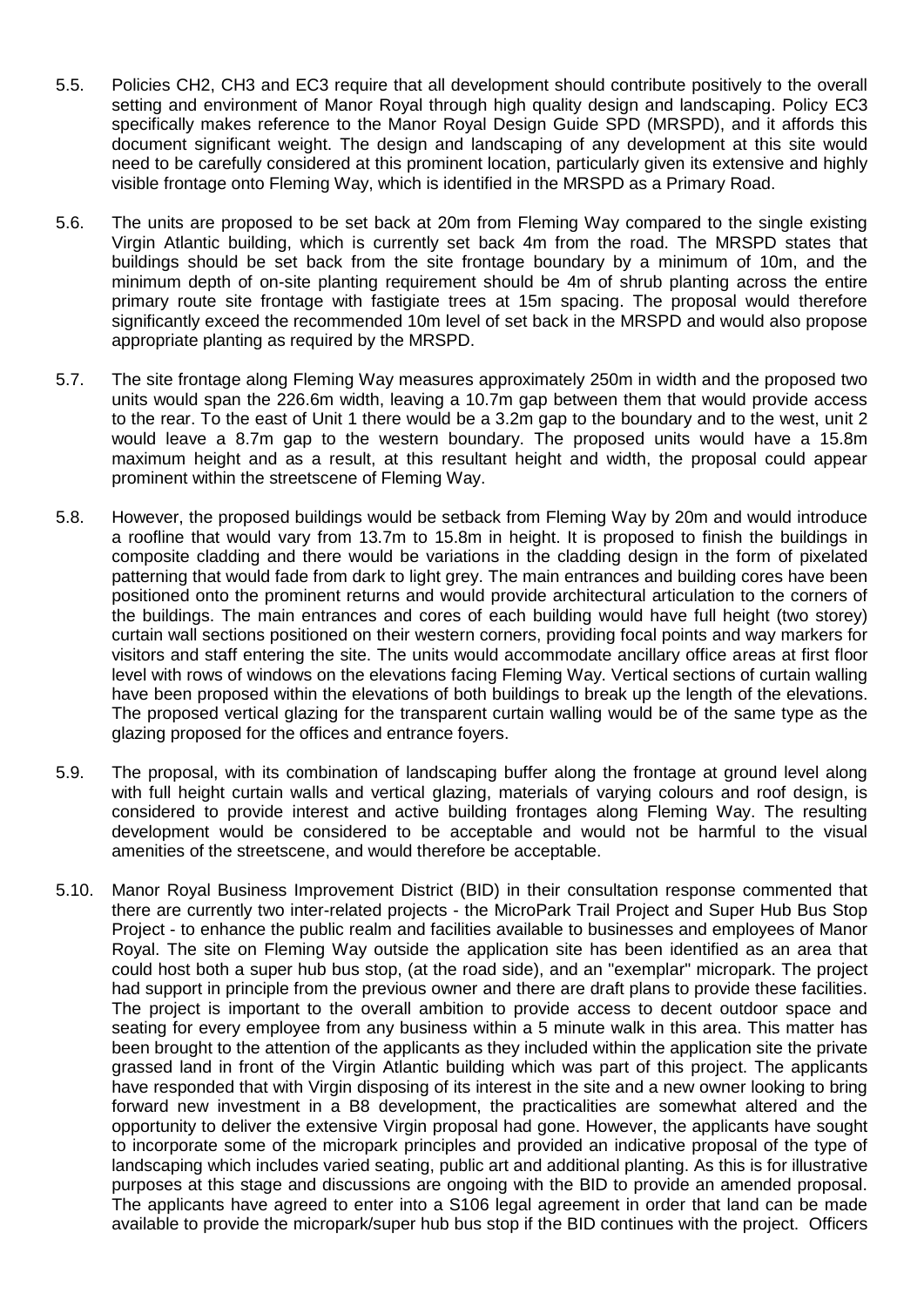5.5. Policies CH2, CH3 and EC3 require that all development should contribute positively to the overall setting and environment of Manor Royal through high quality design and landscaping. Policy EC3 specifically makes reference to the Manor Royal Design Guide SPD (MRSPD), and it affords this document significant weight. The design and landscaping of any development at this site would need to be carefully considered at this prominent location, particularly given its extensive and highly visible frontage onto Fleming Way, which is identified in the MRSPD as a Primary Road.

5.6. The units are proposed to be set back at 20m from Fleming Way compared to the single existing Virgin Atlantic building, which is currently set back 4m from the road. The MRSPD states that buildings should be set back from the site frontage boundary by a minimum of 10m, and the minimum depth of on-site planting requirement should be 4m of shrub planting across the entire primary route site frontage with fastigiate trees at 15m spacing. The proposal would therefore significantly exceed the recommended 10m level of set back in the MRSPD and would also propose appropriate planting as required by the MRSPD.

5.7. The site frontage along Fleming Way measures approximately 250m in width and the proposed two units would span the 226.6m width, leaving a 10.7m gap between them that would provide access to the rear. To the east of Unit 1 there would be a 3.2m gap to the boundary and to the west, unit 2 would leave a 8.7m gap to the western boundary. The proposed units would have a 15.8m maximum height and as a result, at this resultant height and width, the proposal could appear prominent within the streetscene of Fleming Way.

5.8. However, the proposed buildings would be setback from Fleming Way by 20m and would introduce a roofline that would vary from 13.7m to 15.8m in height. It is proposed to finish the buildings in composite cladding and there would be variations in the cladding design in the form of pixelated patterning that would fade from dark to light grey. The main entrances and building cores have been positioned onto the prominent returns and would provide architectural articulation to the corners of the buildings. The main entrances and cores of each building would have full height (two storey) curtain wall sections positioned on their western corners, providing focal points and way markers for visitors and staff entering the site. The units would accommodate ancillary office areas at first floor level with rows of windows on the elevations facing Fleming Way. Vertical sections of curtain walling have been proposed within the elevations of both buildings to break up the length of the elevations. The proposed vertical glazing for the transparent curtain walling would be of the same type as the glazing proposed for the offices and entrance foyers.

5.9. The proposal, with its combination of landscaping buffer along the frontage at ground level along with full height curtain walls and vertical glazing, materials of varying colours and roof design, is considered to provide interest and active building frontages along Fleming Way. The resulting development would be considered to be acceptable and would not be harmful to the visual amenities of the streetscene, and would therefore be acceptable.

5.10. Manor Royal Business Improvement District (BID) in their consultation response commented that there are currently two inter-related projects - the MicroPark Trail Project and Super Hub Bus Stop Project - to enhance the public realm and facilities available to businesses and employees of Manor Royal. The site on Fleming Way outside the application site has been identified as an area that could host both a super hub bus stop, (at the road side), and an "exemplar" micropark. The project had support in principle from the previous owner and there are draft plans to provide these facilities. The project is important to the overall ambition to provide access to decent outdoor space and seating for every employee from any business within a 5 minute walk in this area. This matter has been brought to the attention of the applicants as they included within the application site the private grassed land in front of the Virgin Atlantic building which was part of this project. The applicants have responded that with Virgin disposing of its interest in the site and a new owner looking to bring forward new investment in a B8 development, the practicalities are somewhat altered and the opportunity to deliver the extensive Virgin proposal had gone. However, the applicants have sought to incorporate some of the micropark principles and provided an indicative proposal of the type of landscaping which includes varied seating, public art and additional planting. As this is for illustrative purposes at this stage and discussions are ongoing with the BID to provide an amended proposal. The applicants have agreed to enter into a S106 legal agreement in order that land can be made available to provide the micropark/super hub bus stop if the BID continues with the project. Officers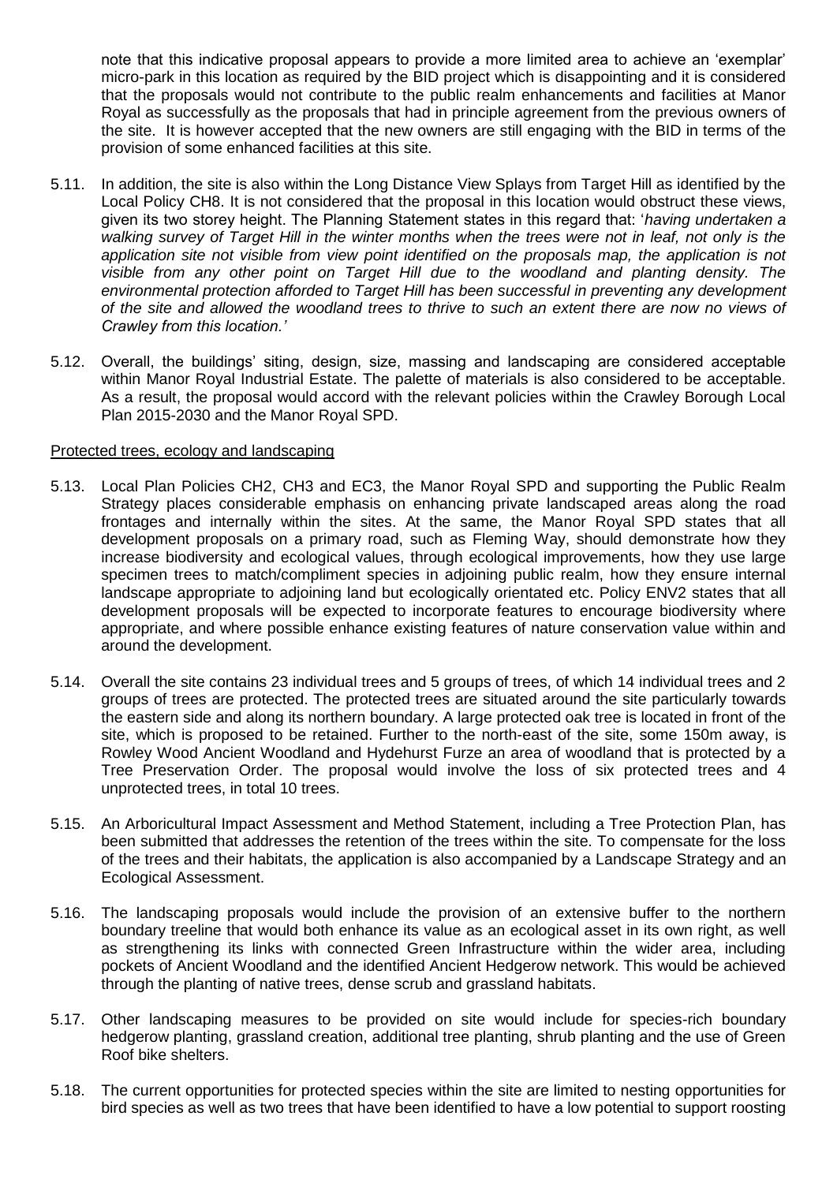note that this indicative proposal appears to provide a more limited area to achieve an 'exemplar' micro-park in this location as required by the BID project which is disappointing and it is considered that the proposals would not contribute to the public realm enhancements and facilities at Manor Royal as successfully as the proposals that had in principle agreement from the previous owners of the site. It is however accepted that the new owners are still engaging with the BID in terms of the provision of some enhanced facilities at this site.

5.11. In addition, the site is also within the Long Distance View Splays from Target Hill as identified by the Local Policy CH8. It is not considered that the proposal in this location would obstruct these views, given its two storey height. The Planning Statement states in this regard that: '*having undertaken a walking survey of Target Hill in the winter months when the trees were not in leaf, not only is the application site not visible from view point identified on the proposals map, the application is not visible from any other point on Target Hill due to the woodland and planting density. The environmental protection afforded to Target Hill has been successful in preventing any development of the site and allowed the woodland trees to thrive to such an extent there are now no views of Crawley from this location.*'

5.12. Overall, the buildings' siting, design, size, massing and landscaping are considered acceptable within Manor Royal Industrial Estate. The palette of materials is also considered to be acceptable. As a result, the proposal would accord with the relevant policies within the Crawley Borough Local Plan 2015-2030 and the Manor Royal SPD.

Protected trees, ecology and landscaping

5.13. Local Plan Policies CH2, CH3 and EC3, the Manor Royal SPD and supporting the Public Realm Strategy places considerable emphasis on enhancing private landscaped areas along the road frontages and internally within the sites. At the same, the Manor Royal SPD states that all development proposals on a primary road, such as Fleming Way, should demonstrate how they increase biodiversity and ecological values, through ecological improvements, how they use large specimen trees to match/compliment species in adjoining public realm, how they ensure internal landscape appropriate to adjoining land but ecologically orientated etc. Policy ENV2 states that all development proposals will be expected to incorporate features to encourage biodiversity where appropriate, and where possible enhance existing features of nature conservation value within and around the development.

5.14. Overall the site contains 23 individual trees and 5 groups of trees, of which 14 individual trees and 2 groups of trees are protected. The protected trees are situated around the site particularly towards the eastern side and along its northern boundary. A large protected oak tree is located in front of the site, which is proposed to be retained. Further to the north-east of the site, some 150m away, is Rowley Wood Ancient Woodland and Hydehurst Furze an area of woodland that is protected by a Tree Preservation Order. The proposal would involve the loss of six protected trees and 4 unprotected trees, in total 10 trees.

5.15. An Arboricultural Impact Assessment and Method Statement, including a Tree Protection Plan, has been submitted that addresses the retention of the trees within the site. To compensate for the loss of the trees and their habitats, the application is also accompanied by a Landscape Strategy and an Ecological Assessment.

5.16. The landscaping proposals would include the provision of an extensive buffer to the northern boundary treeline that would both enhance its value as an ecological asset in its own right, as well as strengthening its links with connected Green Infrastructure within the wider area, including pockets of Ancient Woodland and the identified Ancient Hedgerow network. This would be achieved through the planting of native trees, dense scrub and grassland habitats.

5.17. Other landscaping measures to be provided on site would include for species-rich boundary hedgerow planting, grassland creation, additional tree planting, shrub planting and the use of Green Roof bike shelters.

5.18. The current opportunities for protected species within the site are limited to nesting opportunities for bird species as well as two trees that have been identified to have a low potential to support roosting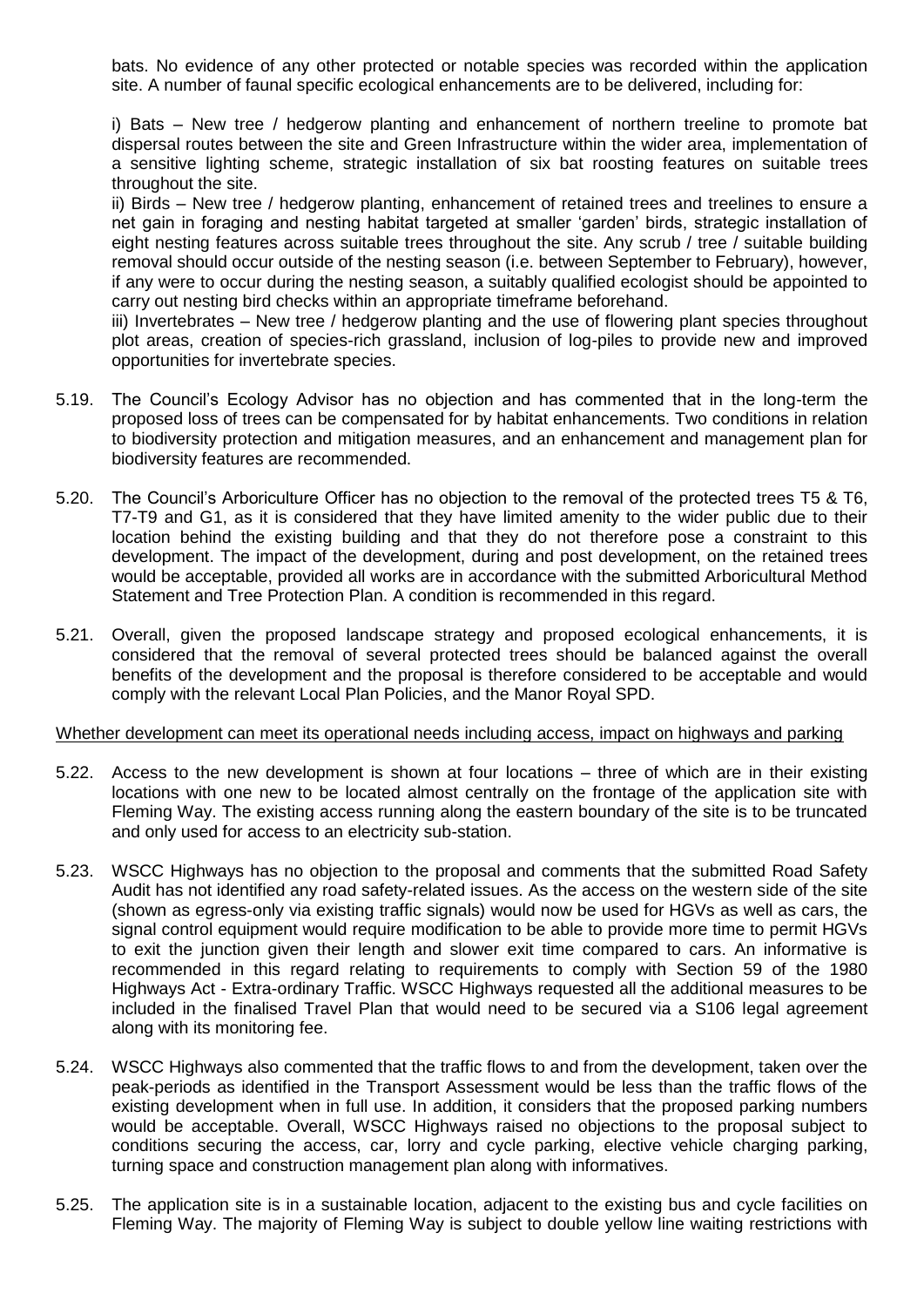bats. No evidence of any other protected or notable species was recorded within the application site. A number of faunal specific ecological enhancements are to be delivered, including for:

i) Bats – New tree / hedgerow planting and enhancement of northern treeline to promote bat dispersal routes between the site and Green Infrastructure within the wider area, implementation of a sensitive lighting scheme, strategic installation of six bat roosting features on suitable trees throughout the site.

ii) Birds – New tree / hedgerow planting, enhancement of retained trees and treelines to ensure a net gain in foraging and nesting habitat targeted at smaller 'garden' birds, strategic installation of eight nesting features across suitable trees throughout the site. Any scrub / tree / suitable building removal should occur outside of the nesting season (i.e. between September to February), however, if any were to occur during the nesting season, a suitably qualified ecologist should be appointed to carry out nesting bird checks within an appropriate timeframe beforehand.

iii) Invertebrates – New tree / hedgerow planting and the use of flowering plant species throughout plot areas, creation of species-rich grassland, inclusion of log-piles to provide new and improved opportunities for invertebrate species.

5.19. The Council's Ecology Advisor has no objection and has commented that in the long-term the proposed loss of trees can be compensated for by habitat enhancements. Two conditions in relation to biodiversity protection and mitigation measures, and an enhancement and management plan for biodiversity features are recommended.

5.20. The Council's Arboriculture Officer has no objection to the removal of the protected trees T5 & T6, T7-T9 and G1, as it is considered that they have limited amenity to the wider public due to their location behind the existing building and that they do not therefore pose a constraint to this development. The impact of the development, during and post development, on the retained trees would be acceptable, provided all works are in accordance with the submitted Arboricultural Method Statement and Tree Protection Plan. A condition is recommended in this regard.

5.21. Overall, given the proposed landscape strategy and proposed ecological enhancements, it is considered that the removal of several protected trees should be balanced against the overall benefits of the development and the proposal is therefore considered to be acceptable and would comply with the relevant Local Plan Policies, and the Manor Royal SPD.

<u>Whether development can meet its operational needs including access, impact on highways and parking</u>

5.22. Access to the new development is shown at four locations – three of which are in their existing locations with one new to be located almost centrally on the frontage of the application site with Fleming Way. The existing access running along the eastern boundary of the site is to be truncated and only used for access to an electricity sub-station.

5.23. WSCC Highways has no objection to the proposal and comments that the submitted Road Safety Audit has not identified any road safety-related issues. As the access on the western side of the site (shown as egress-only via existing traffic signals) would now be used for HGVs as well as cars, the signal control equipment would require modification to be able to provide more time to permit HGVs to exit the junction given their length and slower exit time compared to cars. An informative is recommended in this regard relating to requirements to comply with Section 59 of the 1980 Highways Act - Extra-ordinary Traffic. WSCC Highways requested all the additional measures to be included in the finalised Travel Plan that would need to be secured via a S106 legal agreement along with its monitoring fee.

5.24. WSCC Highways also commented that the traffic flows to and from the development, taken over the peak-periods as identified in the Transport Assessment would be less than the traffic flows of the existing development when in full use. In addition, it considers that the proposed parking numbers would be acceptable. Overall, WSCC Highways raised no objections to the proposal subject to conditions securing the access, car, lorry and cycle parking, elective vehicle charging parking, turning space and construction management plan along with informatives.

5.25. The application site is in a sustainable location, adjacent to the existing bus and cycle facilities on Fleming Way. The majority of Fleming Way is subject to double yellow line waiting restrictions with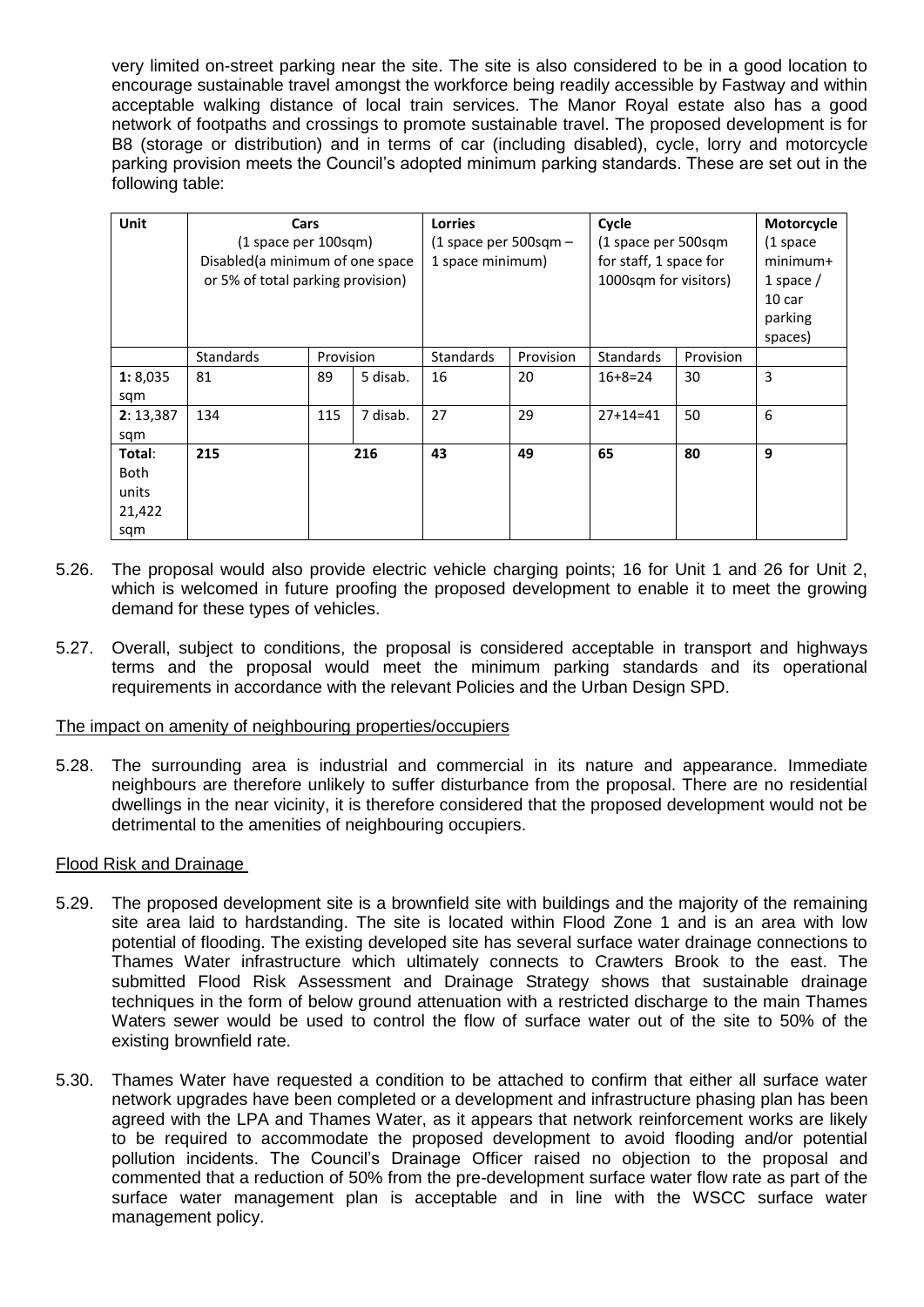very limited on-street parking near the site. The site is also considered to be in a good location to encourage sustainable travel amongst the workforce being readily accessible by Fastway and within acceptable walking distance of local train services. The Manor Royal estate also has a good network of footpaths and crossings to promote sustainable travel. The proposed development is for B8 (storage or distribution) and in terms of car (including disabled), cycle, lorry and motorcycle parking provision meets the Council's adopted minimum parking standards. These are set out in the following table:

| Unit | Cars (1 space per 100sqm) Disabled(a minimum of one space or 5% of total parking provision) | | | Lorries (1 space per 500sqm – 1 space minimum) | | Cycle (1 space per 500sqm for staff, 1 space for 1000sqm for visitors) | | Motorcycle (1 space minimum+ 1 space / 10 car parking spaces) |
|---|---|---|---|---|---|---|---|---|
| | Standards | Provision | | Standards | Provision | Standards | Provision | |
| **1:** 8,035 sqm | 81 | 89 | 5 disab. | 16 | 20 | 16+8=24 | 30 | 3 |
| **2**: 13,387 sqm | 134 | 115 | 7 disab. | 27 | 29 | 27+14=41 | 50 | 6 |
| **Total**: Both units 21,422 sqm | **215** | **216** | | **43** | **49** | **65** | **80** | **9** |

5.26. The proposal would also provide electric vehicle charging points; 16 for Unit 1 and 26 for Unit 2, which is welcomed in future proofing the proposed development to enable it to meet the growing demand for these types of vehicles.

5.27. Overall, subject to conditions, the proposal is considered acceptable in transport and highways terms and the proposal would meet the minimum parking standards and its operational requirements in accordance with the relevant Policies and the Urban Design SPD.

The impact on amenity of neighbouring properties/occupiers

5.28. The surrounding area is industrial and commercial in its nature and appearance. Immediate neighbours are therefore unlikely to suffer disturbance from the proposal. There are no residential dwellings in the near vicinity, it is therefore considered that the proposed development would not be detrimental to the amenities of neighbouring occupiers.

Flood Risk and Drainage

5.29. The proposed development site is a brownfield site with buildings and the majority of the remaining site area laid to hardstanding. The site is located within Flood Zone 1 and is an area with low potential of flooding. The existing developed site has several surface water drainage connections to Thames Water infrastructure which ultimately connects to Crawters Brook to the east. The submitted Flood Risk Assessment and Drainage Strategy shows that sustainable drainage techniques in the form of below ground attenuation with a restricted discharge to the main Thames Waters sewer would be used to control the flow of surface water out of the site to 50% of the existing brownfield rate.

5.30. Thames Water have requested a condition to be attached to confirm that either all surface water network upgrades have been completed or a development and infrastructure phasing plan has been agreed with the LPA and Thames Water, as it appears that network reinforcement works are likely to be required to accommodate the proposed development to avoid flooding and/or potential pollution incidents. The Council's Drainage Officer raised no objection to the proposal and commented that a reduction of 50% from the pre-development surface water flow rate as part of the surface water management plan is acceptable and in line with the WSCC surface water management policy.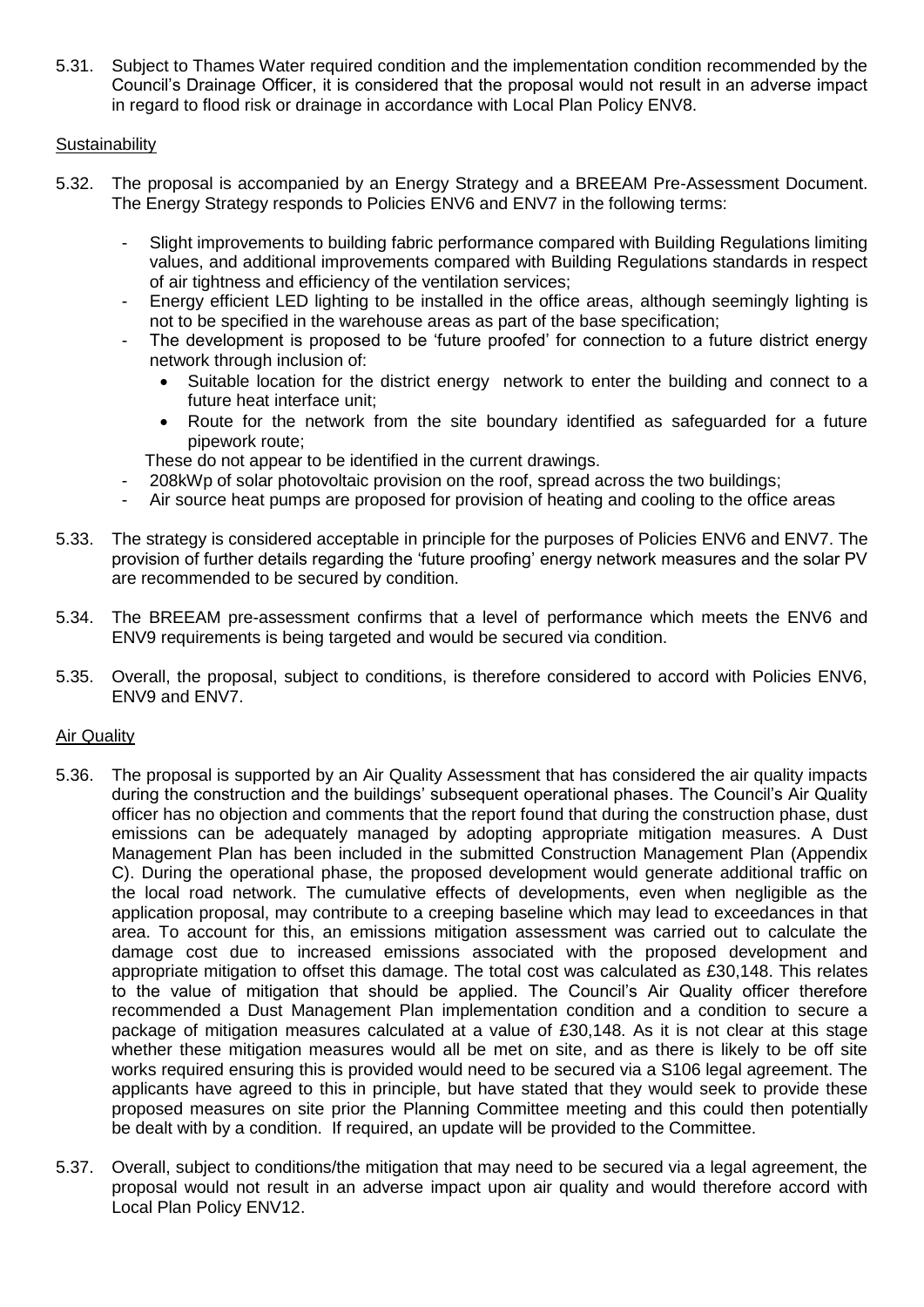5.31. Subject to Thames Water required condition and the implementation condition recommended by the Council's Drainage Officer, it is considered that the proposal would not result in an adverse impact in regard to flood risk or drainage in accordance with Local Plan Policy ENV8.

Sustainability

5.32. The proposal is accompanied by an Energy Strategy and a BREEAM Pre-Assessment Document. The Energy Strategy responds to Policies ENV6 and ENV7 in the following terms:

- Slight improvements to building fabric performance compared with Building Regulations limiting values, and additional improvements compared with Building Regulations standards in respect of air tightness and efficiency of the ventilation services;
- Energy efficient LED lighting to be installed in the office areas, although seemingly lighting is not to be specified in the warehouse areas as part of the base specification;
- The development is proposed to be 'future proofed' for connection to a future district energy network through inclusion of:
  - Suitable location for the district energy network to enter the building and connect to a future heat interface unit;
  - Route for the network from the site boundary identified as safeguarded for a future pipework route;

  These do not appear to be identified in the current drawings.
- 208kWp of solar photovoltaic provision on the roof, spread across the two buildings;
- Air source heat pumps are proposed for provision of heating and cooling to the office areas

5.33. The strategy is considered acceptable in principle for the purposes of Policies ENV6 and ENV7. The provision of further details regarding the 'future proofing' energy network measures and the solar PV are recommended to be secured by condition.

5.34. The BREEAM pre-assessment confirms that a level of performance which meets the ENV6 and ENV9 requirements is being targeted and would be secured via condition.

5.35. Overall, the proposal, subject to conditions, is therefore considered to accord with Policies ENV6, ENV9 and ENV7.

Air Quality

5.36. The proposal is supported by an Air Quality Assessment that has considered the air quality impacts during the construction and the buildings' subsequent operational phases. The Council's Air Quality officer has no objection and comments that the report found that during the construction phase, dust emissions can be adequately managed by adopting appropriate mitigation measures. A Dust Management Plan has been included in the submitted Construction Management Plan (Appendix C). During the operational phase, the proposed development would generate additional traffic on the local road network. The cumulative effects of developments, even when negligible as the application proposal, may contribute to a creeping baseline which may lead to exceedances in that area. To account for this, an emissions mitigation assessment was carried out to calculate the damage cost due to increased emissions associated with the proposed development and appropriate mitigation to offset this damage. The total cost was calculated as £30,148. This relates to the value of mitigation that should be applied. The Council's Air Quality officer therefore recommended a Dust Management Plan implementation condition and a condition to secure a package of mitigation measures calculated at a value of £30,148. As it is not clear at this stage whether these mitigation measures would all be met on site, and as there is likely to be off site works required ensuring this is provided would need to be secured via a S106 legal agreement. The applicants have agreed to this in principle, but have stated that they would seek to provide these proposed measures on site prior the Planning Committee meeting and this could then potentially be dealt with by a condition. If required, an update will be provided to the Committee.

5.37. Overall, subject to conditions/the mitigation that may need to be secured via a legal agreement, the proposal would not result in an adverse impact upon air quality and would therefore accord with Local Plan Policy ENV12.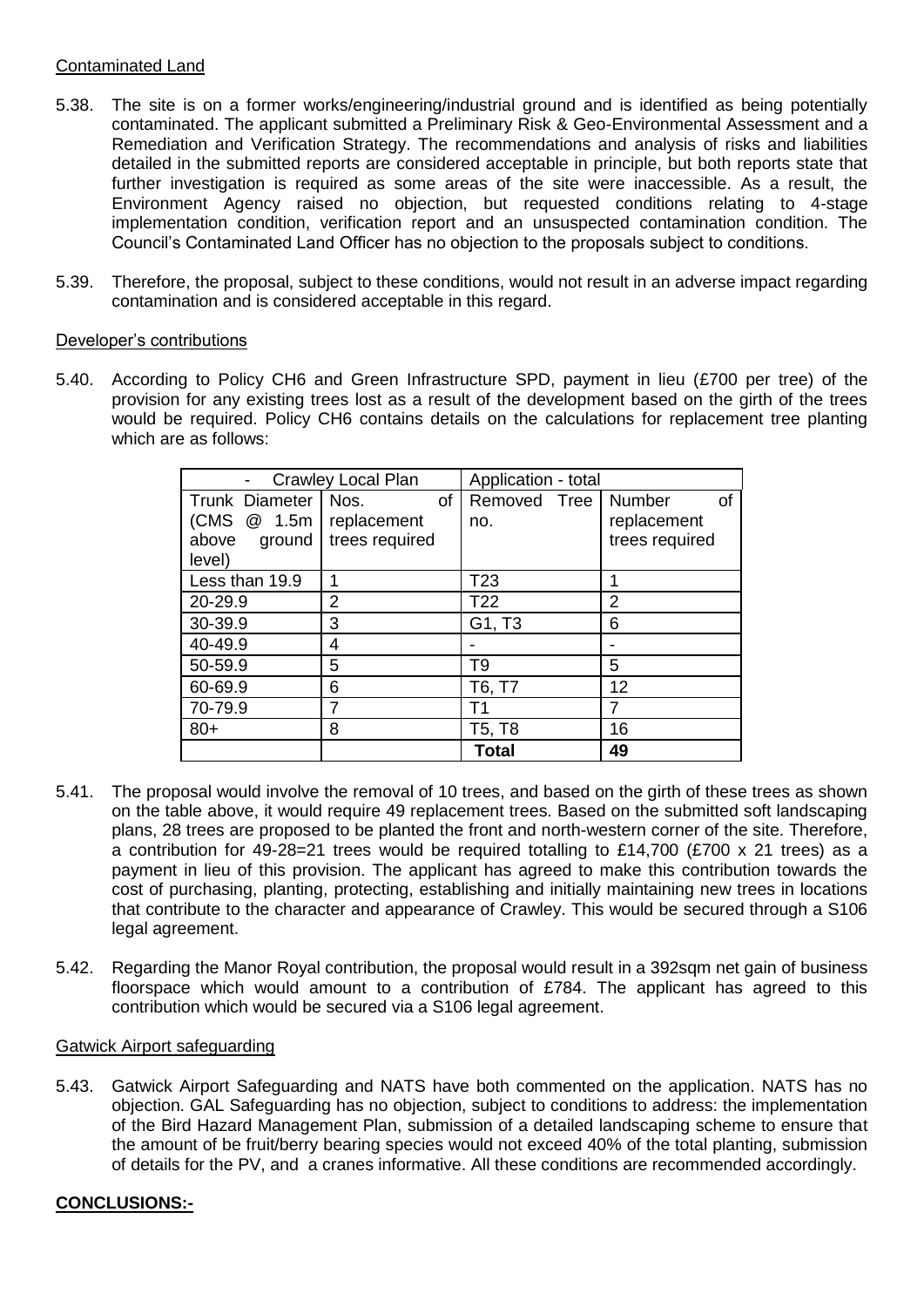Contaminated Land

5.38. The site is on a former works/engineering/industrial ground and is identified as being potentially contaminated. The applicant submitted a Preliminary Risk & Geo-Environmental Assessment and a Remediation and Verification Strategy. The recommendations and analysis of risks and liabilities detailed in the submitted reports are considered acceptable in principle, but both reports state that further investigation is required as some areas of the site were inaccessible. As a result, the Environment Agency raised no objection, but requested conditions relating to 4-stage implementation condition, verification report and an unsuspected contamination condition. The Council's Contaminated Land Officer has no objection to the proposals subject to conditions.

5.39. Therefore, the proposal, subject to these conditions, would not result in an adverse impact regarding contamination and is considered acceptable in this regard.

Developer's contributions

5.40. According to Policy CH6 and Green Infrastructure SPD, payment in lieu (£700 per tree) of the provision for any existing trees lost as a result of the development based on the girth of the trees would be required. Policy CH6 contains details on the calculations for replacement tree planting which are as follows:

| - Crawley Local Plan | | Application - total | |
|---|---|---|---|
| Trunk Diameter (CMS @ 1.5m above ground level) | Nos. of replacement trees required | Removed Tree no. | Number of replacement trees required |
| Less than 19.9 | 1 | T23 | 1 |
| 20-29.9 | 2 | T22 | 2 |
| 30-39.9 | 3 | G1, T3 | 6 |
| 40-49.9 | 4 | - | - |
| 50-59.9 | 5 | T9 | 5 |
| 60-69.9 | 6 | T6, T7 | 12 |
| 70-79.9 | 7 | T1 | 7 |
| 80+ | 8 | T5, T8 | 16 |
| | | **Total** | **49** |

5.41. The proposal would involve the removal of 10 trees, and based on the girth of these trees as shown on the table above, it would require 49 replacement trees. Based on the submitted soft landscaping plans, 28 trees are proposed to be planted the front and north-western corner of the site. Therefore, a contribution for 49-28=21 trees would be required totalling to £14,700 (£700 x 21 trees) as a payment in lieu of this provision. The applicant has agreed to make this contribution towards the cost of purchasing, planting, protecting, establishing and initially maintaining new trees in locations that contribute to the character and appearance of Crawley. This would be secured through a S106 legal agreement.

5.42. Regarding the Manor Royal contribution, the proposal would result in a 392sqm net gain of business floorspace which would amount to a contribution of £784. The applicant has agreed to this contribution which would be secured via a S106 legal agreement.

Gatwick Airport safeguarding

5.43. Gatwick Airport Safeguarding and NATS have both commented on the application. NATS has no objection. GAL Safeguarding has no objection, subject to conditions to address: the implementation of the Bird Hazard Management Plan, submission of a detailed landscaping scheme to ensure that the amount of be fruit/berry bearing species would not exceed 40% of the total planting, submission of details for the PV, and a cranes informative. All these conditions are recommended accordingly.

**CONCLUSIONS:-**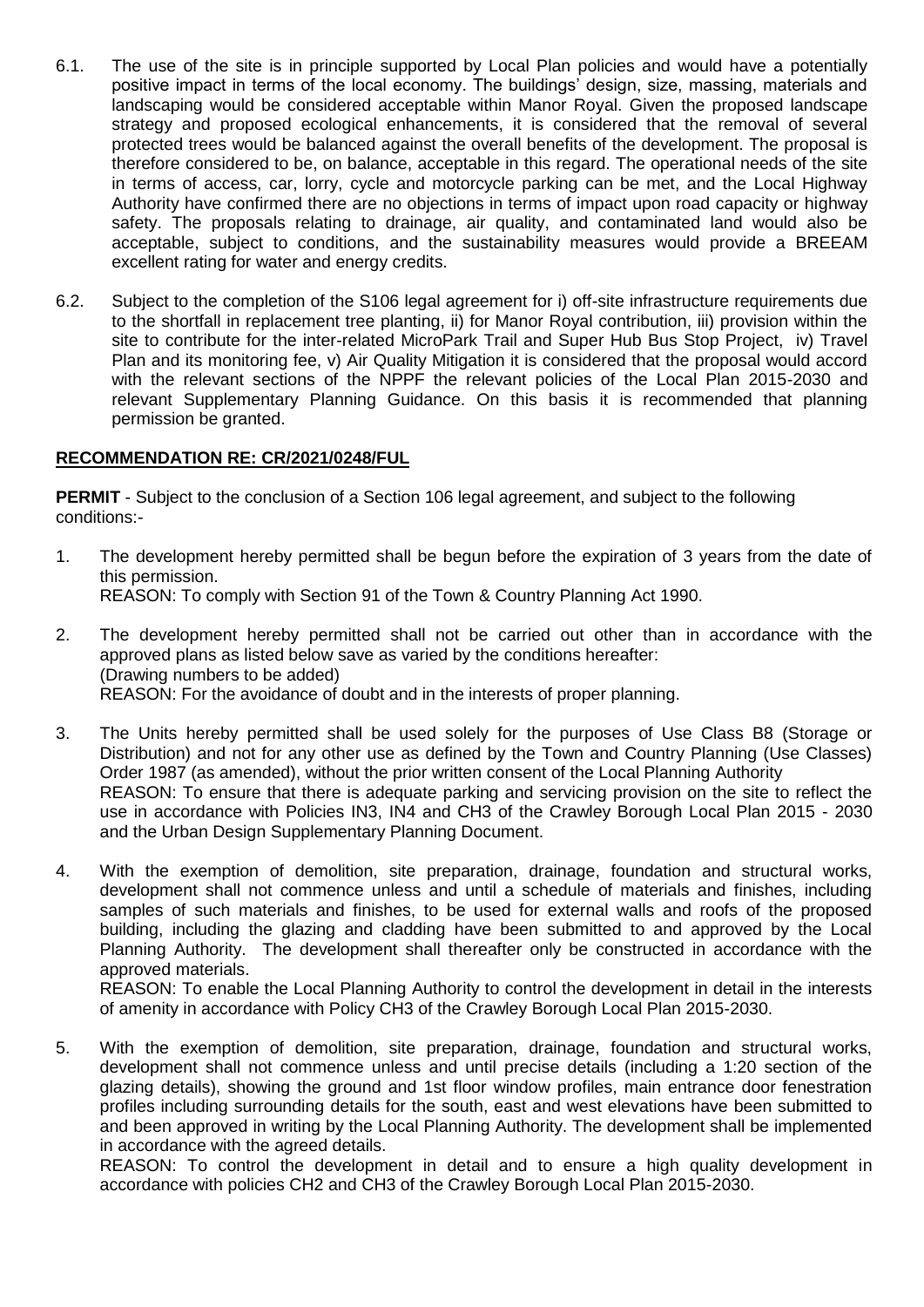6.1. The use of the site is in principle supported by Local Plan policies and would have a potentially positive impact in terms of the local economy. The buildings' design, size, massing, materials and landscaping would be considered acceptable within Manor Royal. Given the proposed landscape strategy and proposed ecological enhancements, it is considered that the removal of several protected trees would be balanced against the overall benefits of the development. The proposal is therefore considered to be, on balance, acceptable in this regard. The operational needs of the site in terms of access, car, lorry, cycle and motorcycle parking can be met, and the Local Highway Authority have confirmed there are no objections in terms of impact upon road capacity or highway safety. The proposals relating to drainage, air quality, and contaminated land would also be acceptable, subject to conditions, and the sustainability measures would provide a BREEAM excellent rating for water and energy credits.

6.2. Subject to the completion of the S106 legal agreement for i) off-site infrastructure requirements due to the shortfall in replacement tree planting, ii) for Manor Royal contribution, iii) provision within the site to contribute for the inter-related MicroPark Trail and Super Hub Bus Stop Project, iv) Travel Plan and its monitoring fee, v) Air Quality Mitigation it is considered that the proposal would accord with the relevant sections of the NPPF the relevant policies of the Local Plan 2015-2030 and relevant Supplementary Planning Guidance. On this basis it is recommended that planning permission be granted.

## RECOMMENDATION RE: CR/2021/0248/FUL

**PERMIT** - Subject to the conclusion of a Section 106 legal agreement, and subject to the following conditions:-

1. The development hereby permitted shall be begun before the expiration of 3 years from the date of this permission.
   REASON: To comply with Section 91 of the Town & Country Planning Act 1990.

2. The development hereby permitted shall not be carried out other than in accordance with the approved plans as listed below save as varied by the conditions hereafter:
   (Drawing numbers to be added)
   REASON: For the avoidance of doubt and in the interests of proper planning.

3. The Units hereby permitted shall be used solely for the purposes of Use Class B8 (Storage or Distribution) and not for any other use as defined by the Town and Country Planning (Use Classes) Order 1987 (as amended), without the prior written consent of the Local Planning Authority
   REASON: To ensure that there is adequate parking and servicing provision on the site to reflect the use in accordance with Policies IN3, IN4 and CH3 of the Crawley Borough Local Plan 2015 - 2030 and the Urban Design Supplementary Planning Document.

4. With the exemption of demolition, site preparation, drainage, foundation and structural works, development shall not commence unless and until a schedule of materials and finishes, including samples of such materials and finishes, to be used for external walls and roofs of the proposed building, including the glazing and cladding have been submitted to and approved by the Local Planning Authority. The development shall thereafter only be constructed in accordance with the approved materials.
   REASON: To enable the Local Planning Authority to control the development in detail in the interests of amenity in accordance with Policy CH3 of the Crawley Borough Local Plan 2015-2030.

5. With the exemption of demolition, site preparation, drainage, foundation and structural works, development shall not commence unless and until precise details (including a 1:20 section of the glazing details), showing the ground and 1st floor window profiles, main entrance door fenestration profiles including surrounding details for the south, east and west elevations have been submitted to and been approved in writing by the Local Planning Authority. The development shall be implemented in accordance with the agreed details.
   REASON: To control the development in detail and to ensure a high quality development in accordance with policies CH2 and CH3 of the Crawley Borough Local Plan 2015-2030.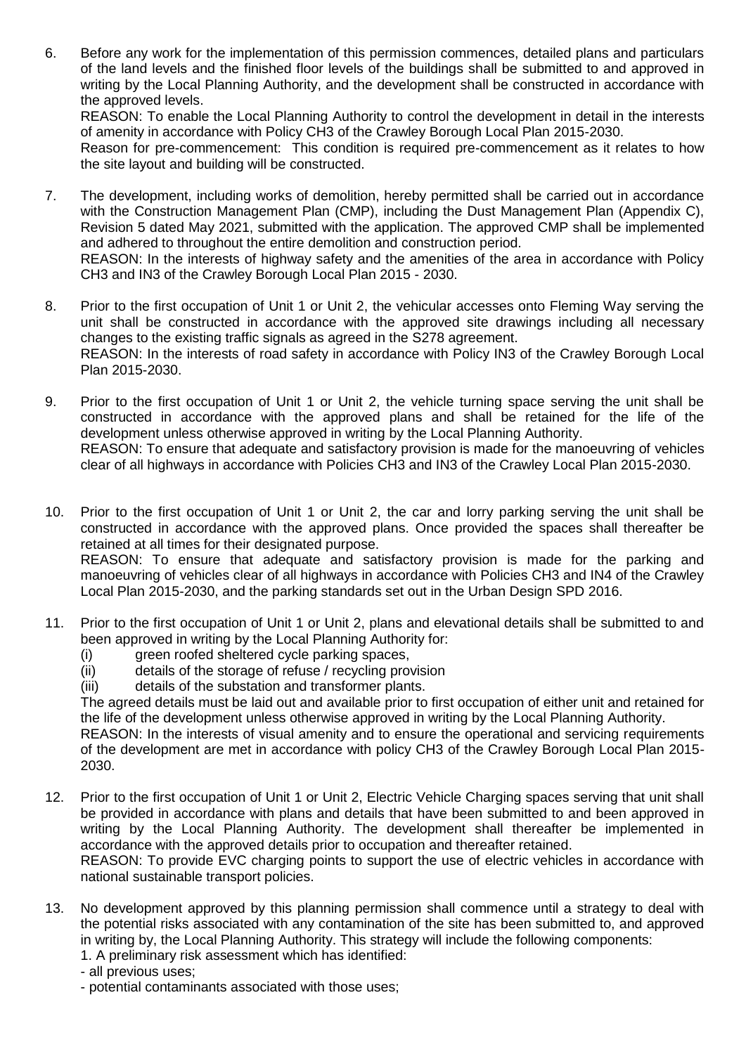6. Before any work for the implementation of this permission commences, detailed plans and particulars of the land levels and the finished floor levels of the buildings shall be submitted to and approved in writing by the Local Planning Authority, and the development shall be constructed in accordance with the approved levels.
   REASON: To enable the Local Planning Authority to control the development in detail in the interests of amenity in accordance with Policy CH3 of the Crawley Borough Local Plan 2015-2030.
   Reason for pre-commencement: This condition is required pre-commencement as it relates to how the site layout and building will be constructed.

7. The development, including works of demolition, hereby permitted shall be carried out in accordance with the Construction Management Plan (CMP), including the Dust Management Plan (Appendix C), Revision 5 dated May 2021, submitted with the application. The approved CMP shall be implemented and adhered to throughout the entire demolition and construction period.
   REASON: In the interests of highway safety and the amenities of the area in accordance with Policy CH3 and IN3 of the Crawley Borough Local Plan 2015 - 2030.

8. Prior to the first occupation of Unit 1 or Unit 2, the vehicular accesses onto Fleming Way serving the unit shall be constructed in accordance with the approved site drawings including all necessary changes to the existing traffic signals as agreed in the S278 agreement.
   REASON: In the interests of road safety in accordance with Policy IN3 of the Crawley Borough Local Plan 2015-2030.

9. Prior to the first occupation of Unit 1 or Unit 2, the vehicle turning space serving the unit shall be constructed in accordance with the approved plans and shall be retained for the life of the development unless otherwise approved in writing by the Local Planning Authority.
   REASON: To ensure that adequate and satisfactory provision is made for the manoeuvring of vehicles clear of all highways in accordance with Policies CH3 and IN3 of the Crawley Local Plan 2015-2030.

10. Prior to the first occupation of Unit 1 or Unit 2, the car and lorry parking serving the unit shall be constructed in accordance with the approved plans. Once provided the spaces shall thereafter be retained at all times for their designated purpose.
    REASON: To ensure that adequate and satisfactory provision is made for the parking and manoeuvring of vehicles clear of all highways in accordance with Policies CH3 and IN4 of the Crawley Local Plan 2015-2030, and the parking standards set out in the Urban Design SPD 2016.

11. Prior to the first occupation of Unit 1 or Unit 2, plans and elevational details shall be submitted to and been approved in writing by the Local Planning Authority for:
    (i) green roofed sheltered cycle parking spaces,
    (ii) details of the storage of refuse / recycling provision
    (iii) details of the substation and transformer plants.
    
    The agreed details must be laid out and available prior to first occupation of either unit and retained for the life of the development unless otherwise approved in writing by the Local Planning Authority.
    REASON: In the interests of visual amenity and to ensure the operational and servicing requirements of the development are met in accordance with policy CH3 of the Crawley Borough Local Plan 2015-2030.

12. Prior to the first occupation of Unit 1 or Unit 2, Electric Vehicle Charging spaces serving that unit shall be provided in accordance with plans and details that have been submitted to and been approved in writing by the Local Planning Authority. The development shall thereafter be implemented in accordance with the approved details prior to occupation and thereafter retained.
    REASON: To provide EVC charging points to support the use of electric vehicles in accordance with national sustainable transport policies.

13. No development approved by this planning permission shall commence until a strategy to deal with the potential risks associated with any contamination of the site has been submitted to, and approved in writing by, the Local Planning Authority. This strategy will include the following components:
    1. A preliminary risk assessment which has identified:
    - all previous uses;
    - potential contaminants associated with those uses;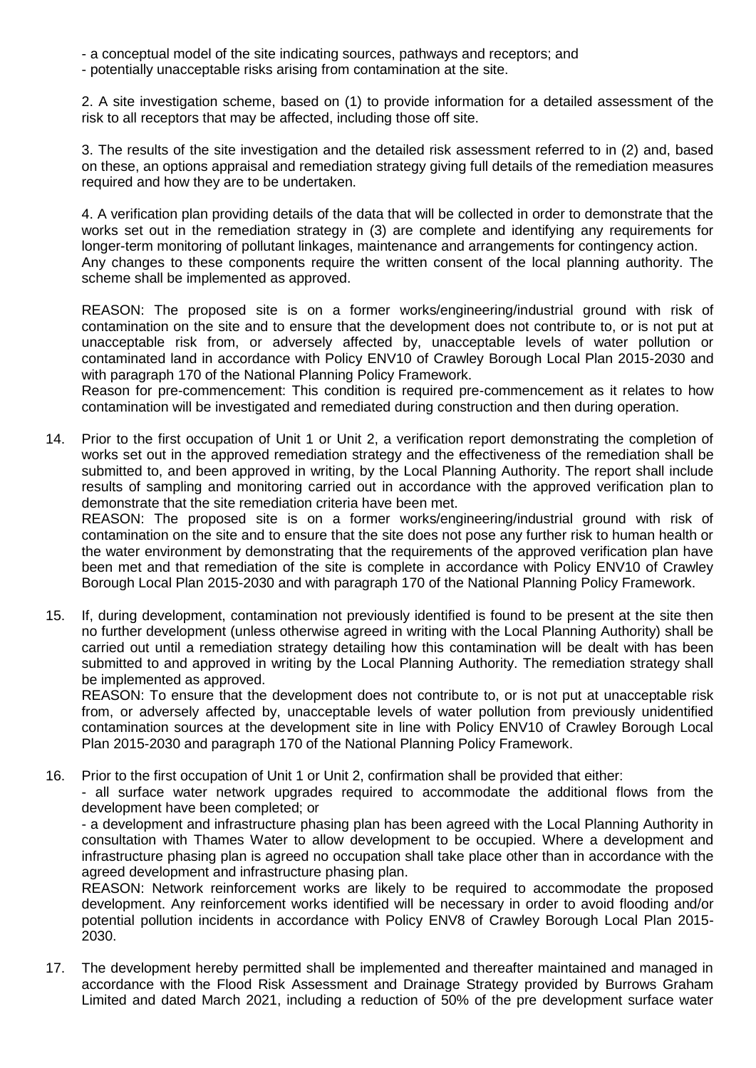- a conceptual model of the site indicating sources, pathways and receptors; and
- potentially unacceptable risks arising from contamination at the site.

2. A site investigation scheme, based on (1) to provide information for a detailed assessment of the risk to all receptors that may be affected, including those off site.

3. The results of the site investigation and the detailed risk assessment referred to in (2) and, based on these, an options appraisal and remediation strategy giving full details of the remediation measures required and how they are to be undertaken.

4. A verification plan providing details of the data that will be collected in order to demonstrate that the works set out in the remediation strategy in (3) are complete and identifying any requirements for longer-term monitoring of pollutant linkages, maintenance and arrangements for contingency action.
Any changes to these components require the written consent of the local planning authority. The scheme shall be implemented as approved.

REASON: The proposed site is on a former works/engineering/industrial ground with risk of contamination on the site and to ensure that the development does not contribute to, or is not put at unacceptable risk from, or adversely affected by, unacceptable levels of water pollution or contaminated land in accordance with Policy ENV10 of Crawley Borough Local Plan 2015-2030 and with paragraph 170 of the National Planning Policy Framework.
Reason for pre-commencement: This condition is required pre-commencement as it relates to how contamination will be investigated and remediated during construction and then during operation.

14. Prior to the first occupation of Unit 1 or Unit 2, a verification report demonstrating the completion of works set out in the approved remediation strategy and the effectiveness of the remediation shall be submitted to, and been approved in writing, by the Local Planning Authority. The report shall include results of sampling and monitoring carried out in accordance with the approved verification plan to demonstrate that the site remediation criteria have been met.
REASON: The proposed site is on a former works/engineering/industrial ground with risk of contamination on the site and to ensure that the site does not pose any further risk to human health or the water environment by demonstrating that the requirements of the approved verification plan have been met and that remediation of the site is complete in accordance with Policy ENV10 of Crawley Borough Local Plan 2015-2030 and with paragraph 170 of the National Planning Policy Framework.

15. If, during development, contamination not previously identified is found to be present at the site then no further development (unless otherwise agreed in writing with the Local Planning Authority) shall be carried out until a remediation strategy detailing how this contamination will be dealt with has been submitted to and approved in writing by the Local Planning Authority. The remediation strategy shall be implemented as approved.
REASON: To ensure that the development does not contribute to, or is not put at unacceptable risk from, or adversely affected by, unacceptable levels of water pollution from previously unidentified contamination sources at the development site in line with Policy ENV10 of Crawley Borough Local Plan 2015-2030 and paragraph 170 of the National Planning Policy Framework.

16. Prior to the first occupation of Unit 1 or Unit 2, confirmation shall be provided that either:
- all surface water network upgrades required to accommodate the additional flows from the development have been completed; or
- a development and infrastructure phasing plan has been agreed with the Local Planning Authority in consultation with Thames Water to allow development to be occupied. Where a development and infrastructure phasing plan is agreed no occupation shall take place other than in accordance with the agreed development and infrastructure phasing plan.
REASON: Network reinforcement works are likely to be required to accommodate the proposed development. Any reinforcement works identified will be necessary in order to avoid flooding and/or potential pollution incidents in accordance with Policy ENV8 of Crawley Borough Local Plan 2015-2030.

17. The development hereby permitted shall be implemented and thereafter maintained and managed in accordance with the Flood Risk Assessment and Drainage Strategy provided by Burrows Graham Limited and dated March 2021, including a reduction of 50% of the pre development surface water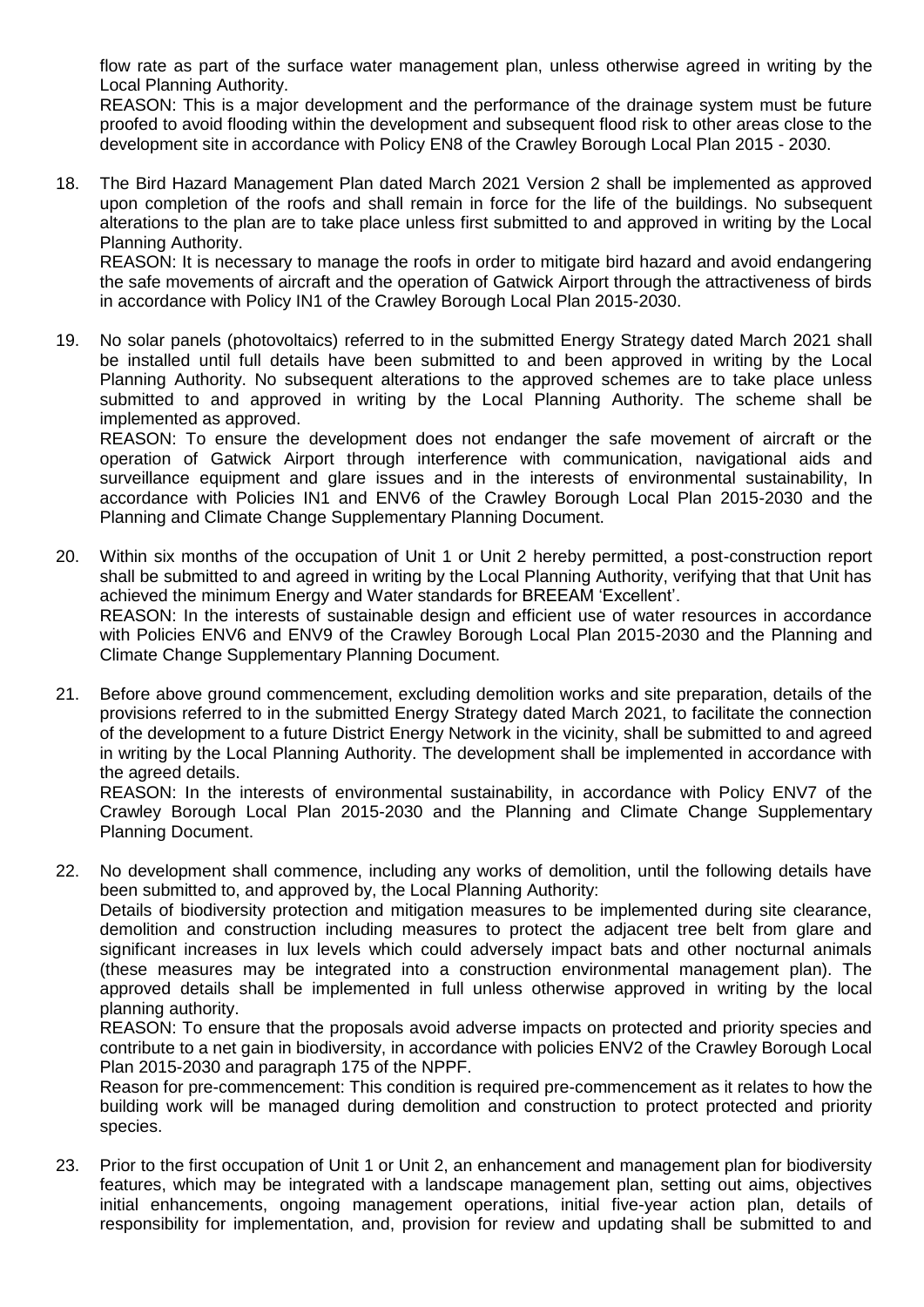flow rate as part of the surface water management plan, unless otherwise agreed in writing by the Local Planning Authority.
REASON: This is a major development and the performance of the drainage system must be future proofed to avoid flooding within the development and subsequent flood risk to other areas close to the development site in accordance with Policy EN8 of the Crawley Borough Local Plan 2015 - 2030.

18. The Bird Hazard Management Plan dated March 2021 Version 2 shall be implemented as approved upon completion of the roofs and shall remain in force for the life of the buildings. No subsequent alterations to the plan are to take place unless first submitted to and approved in writing by the Local Planning Authority.
REASON: It is necessary to manage the roofs in order to mitigate bird hazard and avoid endangering the safe movements of aircraft and the operation of Gatwick Airport through the attractiveness of birds in accordance with Policy IN1 of the Crawley Borough Local Plan 2015-2030.

19. No solar panels (photovoltaics) referred to in the submitted Energy Strategy dated March 2021 shall be installed until full details have been submitted to and been approved in writing by the Local Planning Authority. No subsequent alterations to the approved schemes are to take place unless submitted to and approved in writing by the Local Planning Authority. The scheme shall be implemented as approved.
REASON: To ensure the development does not endanger the safe movement of aircraft or the operation of Gatwick Airport through interference with communication, navigational aids and surveillance equipment and glare issues and in the interests of environmental sustainability, In accordance with Policies IN1 and ENV6 of the Crawley Borough Local Plan 2015-2030 and the Planning and Climate Change Supplementary Planning Document.

20. Within six months of the occupation of Unit 1 or Unit 2 hereby permitted, a post-construction report shall be submitted to and agreed in writing by the Local Planning Authority, verifying that that Unit has achieved the minimum Energy and Water standards for BREEAM 'Excellent'.
REASON: In the interests of sustainable design and efficient use of water resources in accordance with Policies ENV6 and ENV9 of the Crawley Borough Local Plan 2015-2030 and the Planning and Climate Change Supplementary Planning Document.

21. Before above ground commencement, excluding demolition works and site preparation, details of the provisions referred to in the submitted Energy Strategy dated March 2021, to facilitate the connection of the development to a future District Energy Network in the vicinity, shall be submitted to and agreed in writing by the Local Planning Authority. The development shall be implemented in accordance with the agreed details.
REASON: In the interests of environmental sustainability, in accordance with Policy ENV7 of the Crawley Borough Local Plan 2015-2030 and the Planning and Climate Change Supplementary Planning Document.

22. No development shall commence, including any works of demolition, until the following details have been submitted to, and approved by, the Local Planning Authority:
Details of biodiversity protection and mitigation measures to be implemented during site clearance, demolition and construction including measures to protect the adjacent tree belt from glare and significant increases in lux levels which could adversely impact bats and other nocturnal animals (these measures may be integrated into a construction environmental management plan). The approved details shall be implemented in full unless otherwise approved in writing by the local planning authority.
REASON: To ensure that the proposals avoid adverse impacts on protected and priority species and contribute to a net gain in biodiversity, in accordance with policies ENV2 of the Crawley Borough Local Plan 2015-2030 and paragraph 175 of the NPPF.
Reason for pre-commencement: This condition is required pre-commencement as it relates to how the building work will be managed during demolition and construction to protect protected and priority species.

23. Prior to the first occupation of Unit 1 or Unit 2, an enhancement and management plan for biodiversity features, which may be integrated with a landscape management plan, setting out aims, objectives initial enhancements, ongoing management operations, initial five-year action plan, details of responsibility for implementation, and, provision for review and updating shall be submitted to and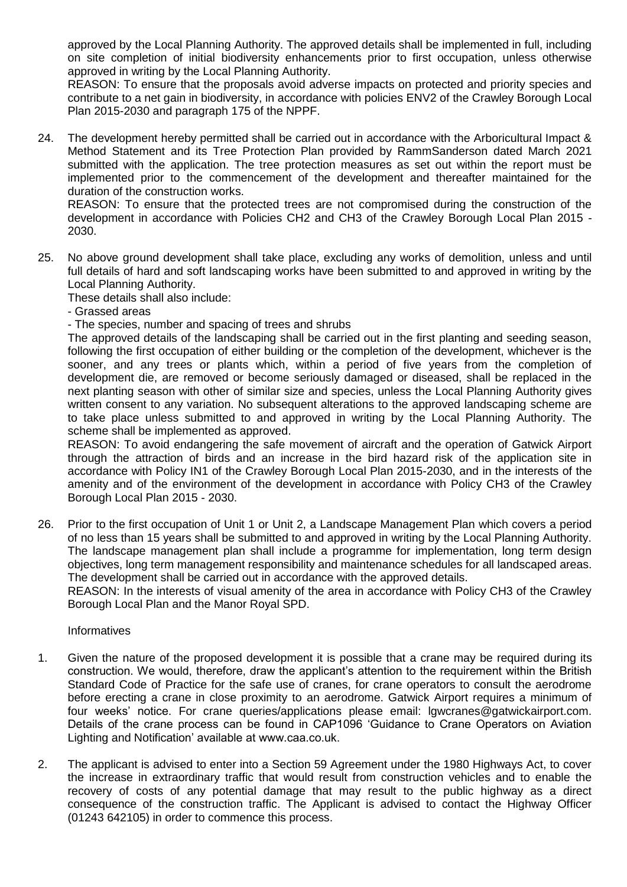approved by the Local Planning Authority. The approved details shall be implemented in full, including on site completion of initial biodiversity enhancements prior to first occupation, unless otherwise approved in writing by the Local Planning Authority.
REASON: To ensure that the proposals avoid adverse impacts on protected and priority species and contribute to a net gain in biodiversity, in accordance with policies ENV2 of the Crawley Borough Local Plan 2015-2030 and paragraph 175 of the NPPF.

24. The development hereby permitted shall be carried out in accordance with the Arboricultural Impact & Method Statement and its Tree Protection Plan provided by RammSanderson dated March 2021 submitted with the application. The tree protection measures as set out within the report must be implemented prior to the commencement of the development and thereafter maintained for the duration of the construction works.
REASON: To ensure that the protected trees are not compromised during the construction of the development in accordance with Policies CH2 and CH3 of the Crawley Borough Local Plan 2015 - 2030.

25. No above ground development shall take place, excluding any works of demolition, unless and until full details of hard and soft landscaping works have been submitted to and approved in writing by the Local Planning Authority.
These details shall also include:
- Grassed areas
- The species, number and spacing of trees and shrubs
The approved details of the landscaping shall be carried out in the first planting and seeding season, following the first occupation of either building or the completion of the development, whichever is the sooner, and any trees or plants which, within a period of five years from the completion of development die, are removed or become seriously damaged or diseased, shall be replaced in the next planting season with other of similar size and species, unless the Local Planning Authority gives written consent to any variation. No subsequent alterations to the approved landscaping scheme are to take place unless submitted to and approved in writing by the Local Planning Authority. The scheme shall be implemented as approved.
REASON: To avoid endangering the safe movement of aircraft and the operation of Gatwick Airport through the attraction of birds and an increase in the bird hazard risk of the application site in accordance with Policy IN1 of the Crawley Borough Local Plan 2015-2030, and in the interests of the amenity and of the environment of the development in accordance with Policy CH3 of the Crawley Borough Local Plan 2015 - 2030.

26. Prior to the first occupation of Unit 1 or Unit 2, a Landscape Management Plan which covers a period of no less than 15 years shall be submitted to and approved in writing by the Local Planning Authority. The landscape management plan shall include a programme for implementation, long term design objectives, long term management responsibility and maintenance schedules for all landscaped areas. The development shall be carried out in accordance with the approved details.
REASON: In the interests of visual amenity of the area in accordance with Policy CH3 of the Crawley Borough Local Plan and the Manor Royal SPD.

Informatives

1. Given the nature of the proposed development it is possible that a crane may be required during its construction. We would, therefore, draw the applicant's attention to the requirement within the British Standard Code of Practice for the safe use of cranes, for crane operators to consult the aerodrome before erecting a crane in close proximity to an aerodrome. Gatwick Airport requires a minimum of four weeks' notice. For crane queries/applications please email: lgwcranes@gatwickairport.com. Details of the crane process can be found in CAP1096 'Guidance to Crane Operators on Aviation Lighting and Notification' available at www.caa.co.uk.

2. The applicant is advised to enter into a Section 59 Agreement under the 1980 Highways Act, to cover the increase in extraordinary traffic that would result from construction vehicles and to enable the recovery of costs of any potential damage that may result to the public highway as a direct consequence of the construction traffic. The Applicant is advised to contact the Highway Officer (01243 642105) in order to commence this process.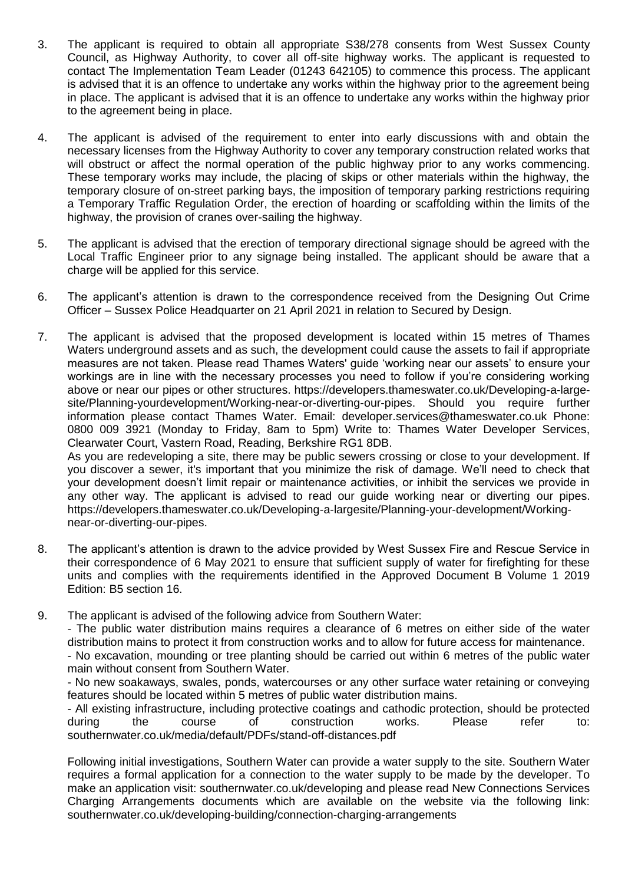3. The applicant is required to obtain all appropriate S38/278 consents from West Sussex County Council, as Highway Authority, to cover all off-site highway works. The applicant is requested to contact The Implementation Team Leader (01243 642105) to commence this process. The applicant is advised that it is an offence to undertake any works within the highway prior to the agreement being in place. The applicant is advised that it is an offence to undertake any works within the highway prior to the agreement being in place.

4. The applicant is advised of the requirement to enter into early discussions with and obtain the necessary licenses from the Highway Authority to cover any temporary construction related works that will obstruct or affect the normal operation of the public highway prior to any works commencing. These temporary works may include, the placing of skips or other materials within the highway, the temporary closure of on-street parking bays, the imposition of temporary parking restrictions requiring a Temporary Traffic Regulation Order, the erection of hoarding or scaffolding within the limits of the highway, the provision of cranes over-sailing the highway.

5. The applicant is advised that the erection of temporary directional signage should be agreed with the Local Traffic Engineer prior to any signage being installed. The applicant should be aware that a charge will be applied for this service.

6. The applicant's attention is drawn to the correspondence received from the Designing Out Crime Officer – Sussex Police Headquarter on 21 April 2021 in relation to Secured by Design.

7. The applicant is advised that the proposed development is located within 15 metres of Thames Waters underground assets and as such, the development could cause the assets to fail if appropriate measures are not taken. Please read Thames Waters' guide 'working near our assets' to ensure your workings are in line with the necessary processes you need to follow if you're considering working above or near our pipes or other structures. https://developers.thameswater.co.uk/Developing-a-large-site/Planning-yourdevelopment/Working-near-or-diverting-our-pipes. Should you require further information please contact Thames Water. Email: developer.services@thameswater.co.uk Phone: 0800 009 3921 (Monday to Friday, 8am to 5pm) Write to: Thames Water Developer Services, Clearwater Court, Vastern Road, Reading, Berkshire RG1 8DB.
As you are redeveloping a site, there may be public sewers crossing or close to your development. If you discover a sewer, it's important that you minimize the risk of damage. We'll need to check that your development doesn't limit repair or maintenance activities, or inhibit the services we provide in any other way. The applicant is advised to read our guide working near or diverting our pipes. https://developers.thameswater.co.uk/Developing-a-largesite/Planning-your-development/Working-near-or-diverting-our-pipes.

8. The applicant's attention is drawn to the advice provided by West Sussex Fire and Rescue Service in their correspondence of 6 May 2021 to ensure that sufficient supply of water for firefighting for these units and complies with the requirements identified in the Approved Document B Volume 1 2019 Edition: B5 section 16.

9. The applicant is advised of the following advice from Southern Water:
- The public water distribution mains requires a clearance of 6 metres on either side of the water distribution mains to protect it from construction works and to allow for future access for maintenance.
- No excavation, mounding or tree planting should be carried out within 6 metres of the public water main without consent from Southern Water.
- No new soakaways, swales, ponds, watercourses or any other surface water retaining or conveying features should be located within 5 metres of public water distribution mains.
- All existing infrastructure, including protective coatings and cathodic protection, should be protected during the course of construction works. Please refer to: southernwater.co.uk/media/default/PDFs/stand-off-distances.pdf

Following initial investigations, Southern Water can provide a water supply to the site. Southern Water requires a formal application for a connection to the water supply to be made by the developer. To make an application visit: southernwater.co.uk/developing and please read New Connections Services Charging Arrangements documents which are available on the website via the following link: southernwater.co.uk/developing-building/connection-charging-arrangements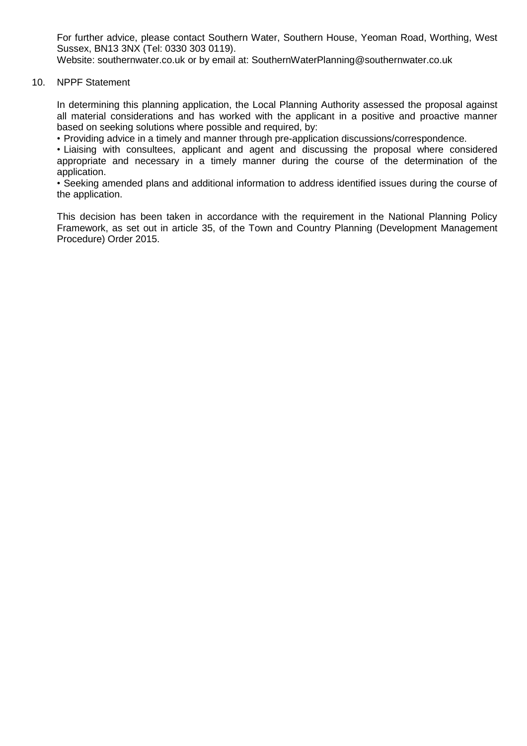For further advice, please contact Southern Water, Southern House, Yeoman Road, Worthing, West Sussex, BN13 3NX (Tel: 0330 303 0119).
Website: southernwater.co.uk or by email at: SouthernWaterPlanning@southernwater.co.uk

10. NPPF Statement

In determining this planning application, the Local Planning Authority assessed the proposal against all material considerations and has worked with the applicant in a positive and proactive manner based on seeking solutions where possible and required, by:

- Providing advice in a timely and manner through pre-application discussions/correspondence.
- Liaising with consultees, applicant and agent and discussing the proposal where considered appropriate and necessary in a timely manner during the course of the determination of the application.
- Seeking amended plans and additional information to address identified issues during the course of the application.

This decision has been taken in accordance with the requirement in the National Planning Policy Framework, as set out in article 35, of the Town and Country Planning (Development Management Procedure) Order 2015.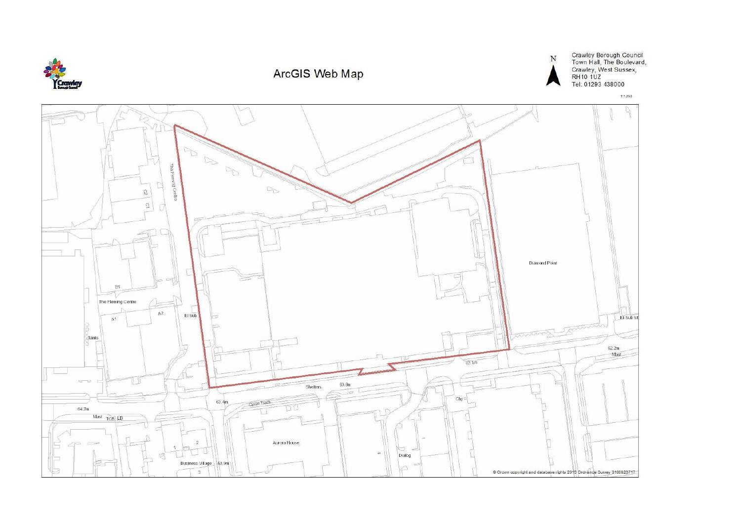ArcGIS Web Map

N

Crawley Borough Council
Town Hall, The Boulevard,
Crawley, West Sussex,
RH10 1UZ
Tel: 01293 438000

1:1,250

The Fleming Centre
C2
C1
B1
The Fleming Centre
A1
A2
El Sub
Tanks
Diamond Point
El Sub St
62.2m
Mast
63.1m
Shelters
63.8m
63.4m
Cycle Track
64.7m
Mast
TCB
LB
Chy
Aurora House
Dialog
1
2
Business Village
63.9m
3

© Crown copyright and database rights 2018 Ordnance Survey 0100023717